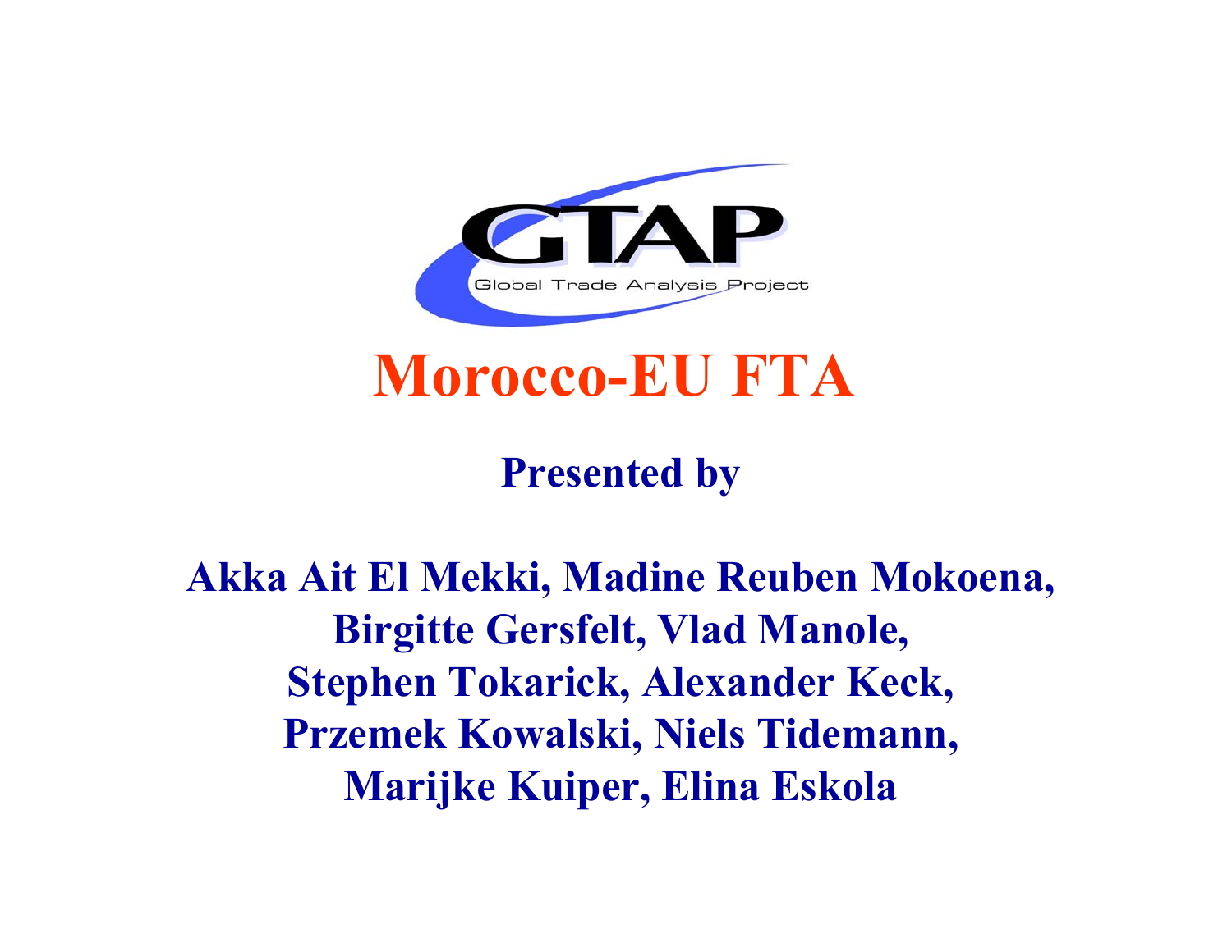GTAP

Global Trade Analysis Project

# Morocco-EU FTA

**Presented by**

**Akka Ait El Mekki, Madine Reuben Mokoena, Birgitte Gersfelt, Vlad Manole, Stephen Tokarick, Alexander Keck, Przemek Kowalski, Niels Tidemann, Marijke Kuiper, Elina Eskola**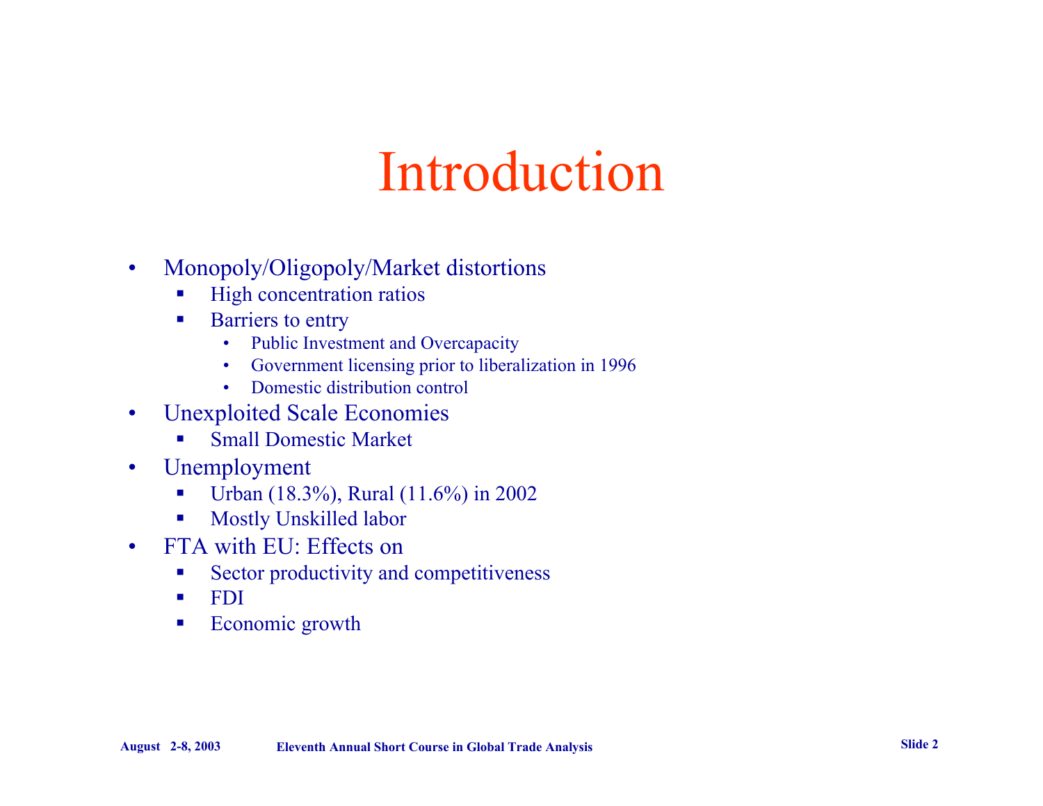# Introduction

- Monopoly/Oligopoly/Market distortions
  - High concentration ratios
  - Barriers to entry
    - Public Investment and Overcapacity
    - Government licensing prior to liberalization in 1996
    - Domestic distribution control
- Unexploited Scale Economies
  - Small Domestic Market
- Unemployment
  - Urban (18.3%), Rural (11.6%) in 2002
  - Mostly Unskilled labor
- FTA with EU: Effects on
  - Sector productivity and competitiveness
  - FDI
  - Economic growth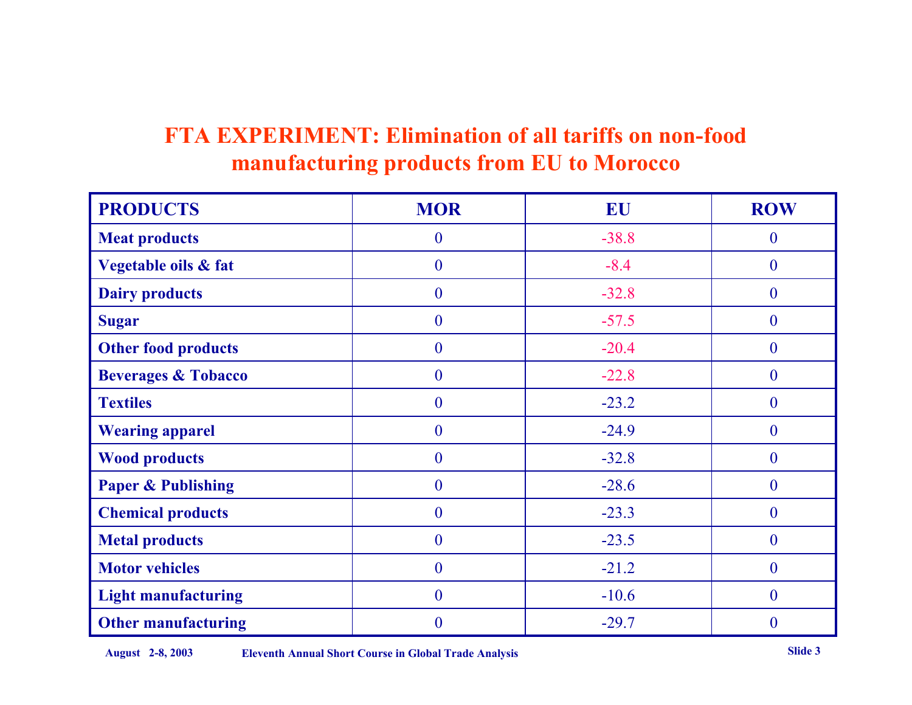# FTA EXPERIMENT: Elimination of all tariffs on non-food manufacturing products from EU to Morocco

| PRODUCTS | MOR | EU | ROW |
|---|---|---|---|
| Meat products | 0 | -38.8 | 0 |
| Vegetable oils & fat | 0 | -8.4 | 0 |
| Dairy products | 0 | -32.8 | 0 |
| Sugar | 0 | -57.5 | 0 |
| Other food products | 0 | -20.4 | 0 |
| Beverages & Tobacco | 0 | -22.8 | 0 |
| Textiles | 0 | -23.2 | 0 |
| Wearing apparel | 0 | -24.9 | 0 |
| Wood products | 0 | -32.8 | 0 |
| Paper & Publishing | 0 | -28.6 | 0 |
| Chemical products | 0 | -23.3 | 0 |
| Metal products | 0 | -23.5 | 0 |
| Motor vehicles | 0 | -21.2 | 0 |
| Light manufacturing | 0 | -10.6 | 0 |
| Other manufacturing | 0 | -29.7 | 0 |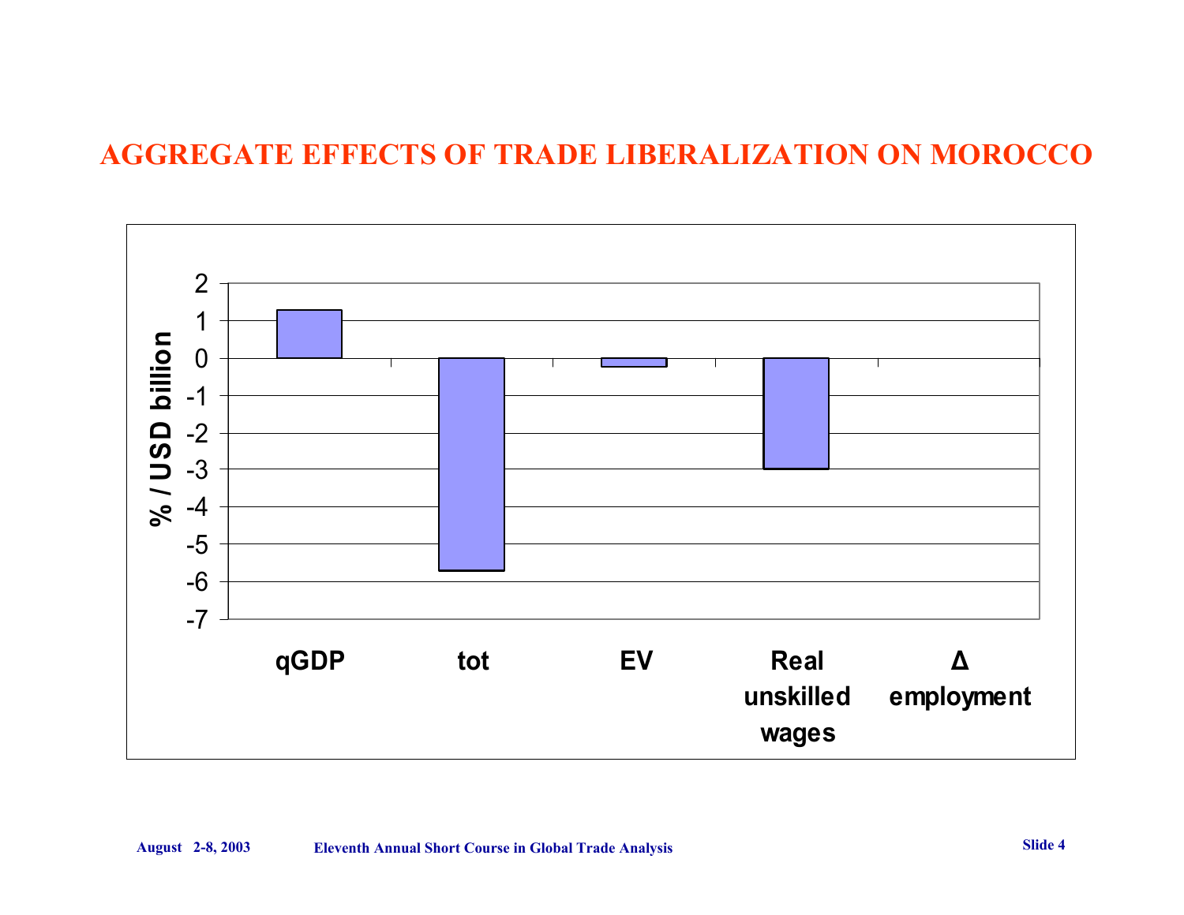# AGGREGATE EFFECTS OF TRADE LIBERALIZATION ON MOROCCO

% / USD billion

2
1
0
-1
-2
-3
-4
-5
-6
-7

qGDP | tot | EV | Real unskilled wages | Δ employment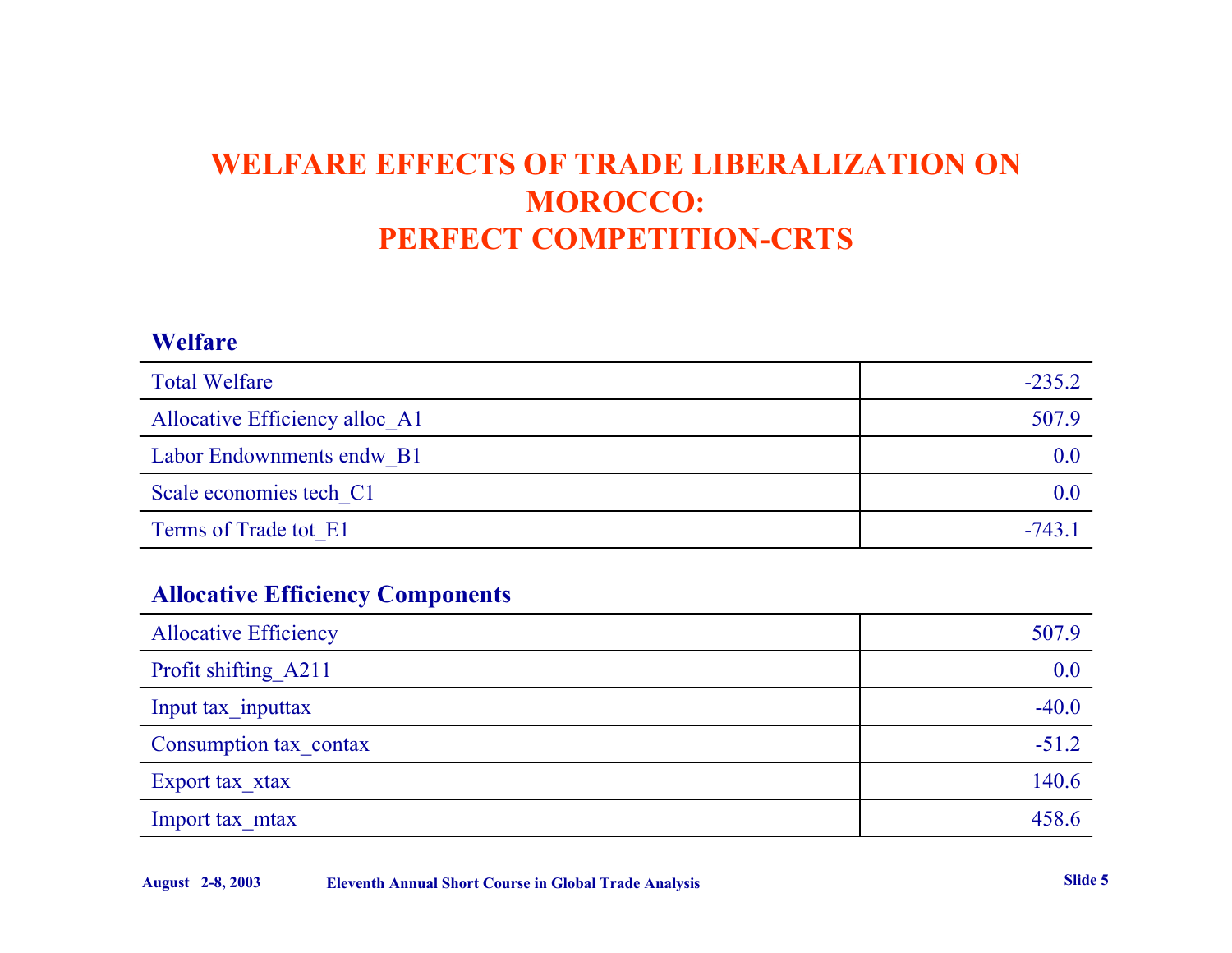# WELFARE EFFECTS OF TRADE LIBERALIZATION ON MOROCCO: PERFECT COMPETITION-CRTS

## Welfare

| | |
|---|---:|
| Total Welfare | -235.2 |
| Allocative Efficiency alloc_A1 | 507.9 |
| Labor Endownments endw_B1 | 0.0 |
| Scale economies tech_C1 | 0.0 |
| Terms of Trade tot_E1 | -743.1 |

## Allocative Efficiency Components

| | |
|---|---:|
| Allocative Efficiency | 507.9 |
| Profit shifting_A211 | 0.0 |
| Input tax_inputtax | -40.0 |
| Consumption tax_contax | -51.2 |
| Export tax_xtax | 140.6 |
| Import tax_mtax | 458.6 |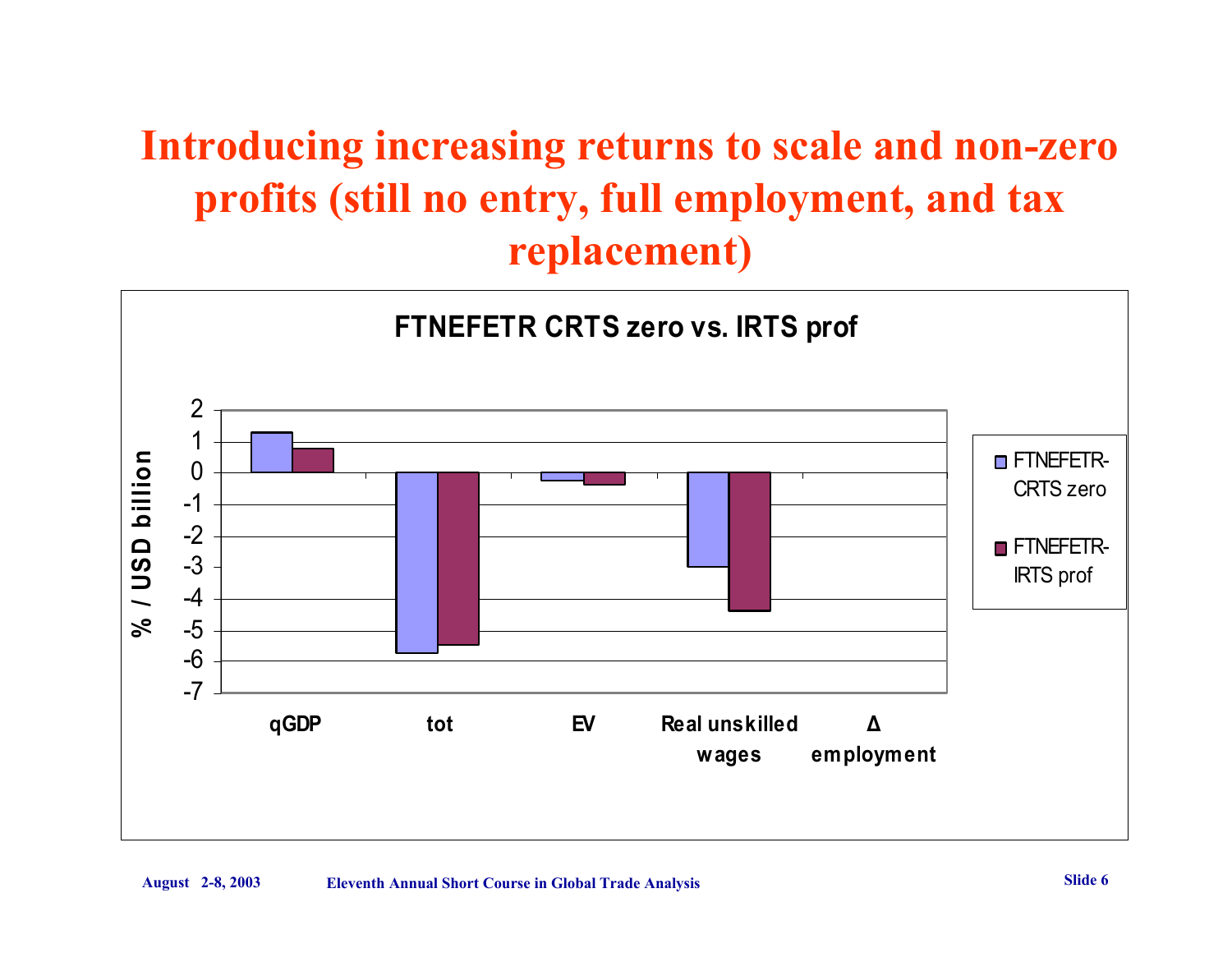# Introducing increasing returns to scale and non-zero profits (still no entry, full employment, and tax replacement)

**FTNEFETR CRTS zero vs. IRTS prof**

| | FTNEFETR-CRTS zero | FTNEFETR-IRTS prof |
|---|---|---|
| qGDP | 1.3 | 0.8 |
| tot | -5.7 | -5.5 |
| EV | -0.25 | -0.4 |
| Real unskilled wages | -3.0 | -4.4 |
| Δ employment | 0 | 0 |

Y-axis: % / USD billion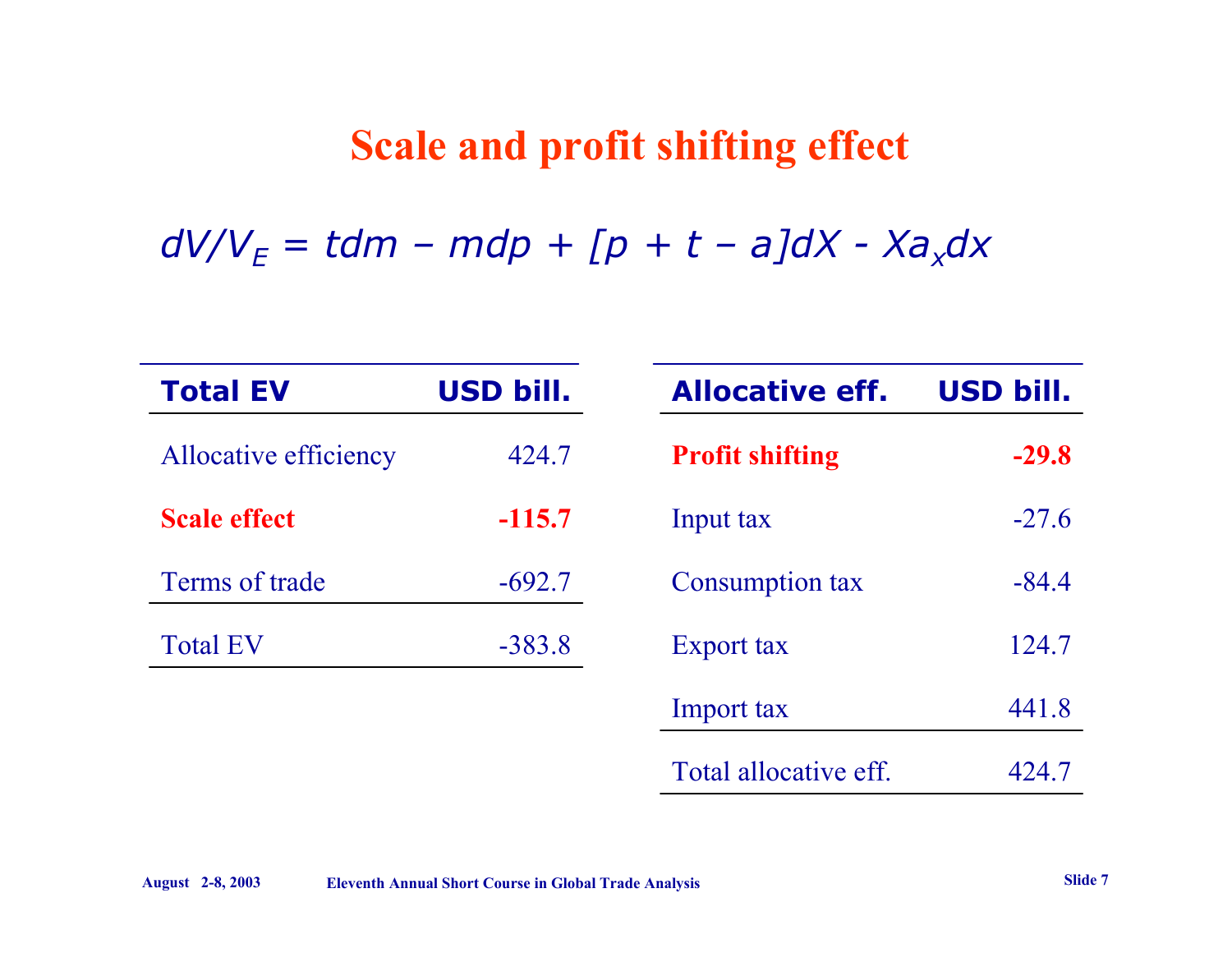# Scale and profit shifting effect

$$dV/V_E = tdm - mdp + [p + t - a]dX - Xa_x dx$$

| Total EV | USD bill. |
|---|---|
| Allocative efficiency | 424.7 |
| **Scale effect** | **-115.7** |
| Terms of trade | -692.7 |
| Total EV | -383.8 |

| Allocative eff. | USD bill. |
|---|---|
| **Profit shifting** | **-29.8** |
| Input tax | -27.6 |
| Consumption tax | -84.4 |
| Export tax | 124.7 |
| Import tax | 441.8 |
| Total allocative eff. | 424.7 |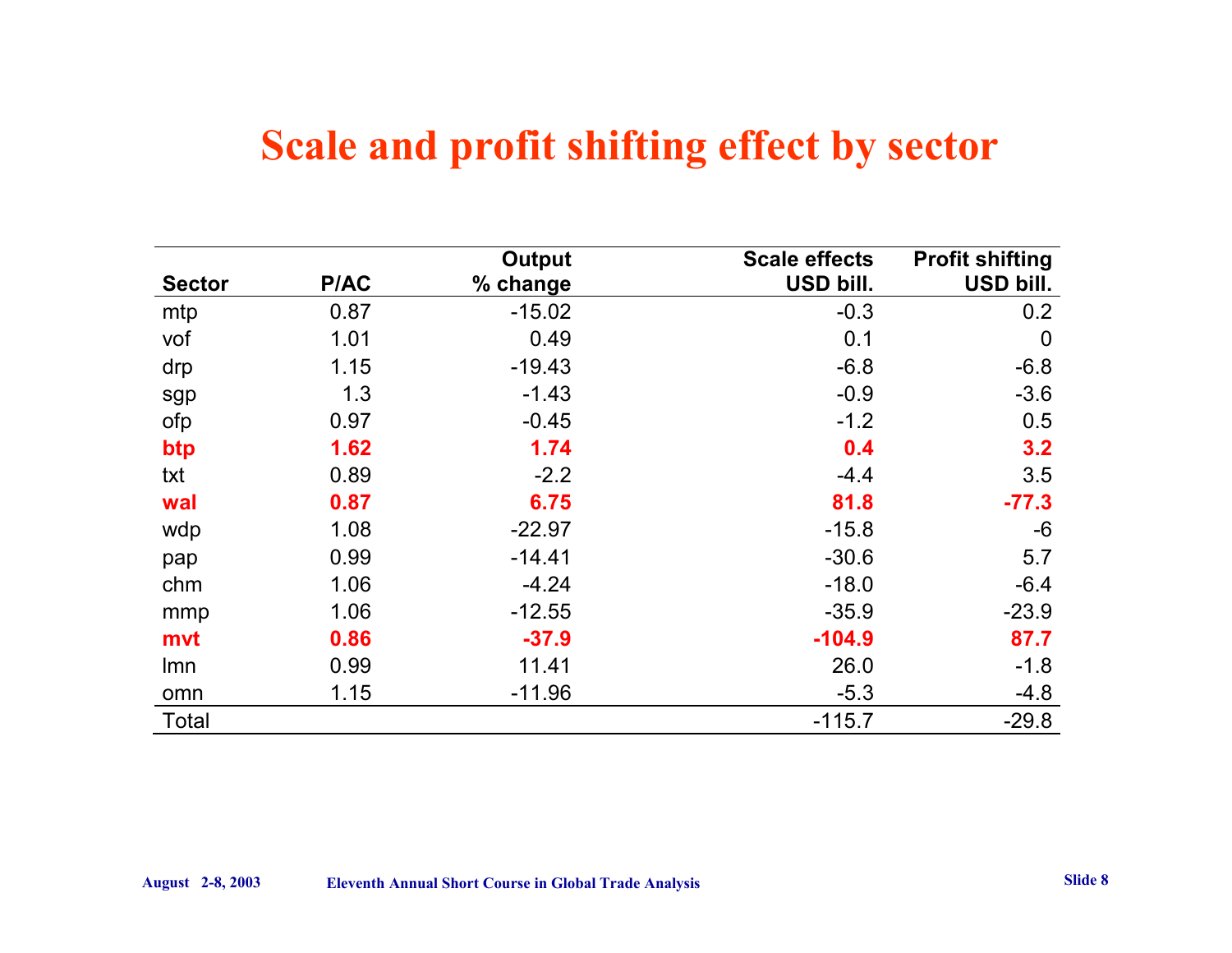# Scale and profit shifting effect by sector

| Sector | P/AC | Output % change | Scale effects USD bill. | Profit shifting USD bill. |
|---|---|---|---|---|
| mtp | 0.87 | -15.02 | -0.3 | 0.2 |
| vof | 1.01 | 0.49 | 0.1 | 0 |
| drp | 1.15 | -19.43 | -6.8 | -6.8 |
| sgp | 1.3 | -1.43 | -0.9 | -3.6 |
| ofp | 0.97 | -0.45 | -1.2 | 0.5 |
| **btp** | **1.62** | **1.74** | **0.4** | **3.2** |
| txt | 0.89 | -2.2 | -4.4 | 3.5 |
| **wal** | **0.87** | **6.75** | **81.8** | **-77.3** |
| wdp | 1.08 | -22.97 | -15.8 | -6 |
| pap | 0.99 | -14.41 | -30.6 | 5.7 |
| chm | 1.06 | -4.24 | -18.0 | -6.4 |
| mmp | 1.06 | -12.55 | -35.9 | -23.9 |
| **mvt** | **0.86** | **-37.9** | **-104.9** | **87.7** |
| lmn | 0.99 | 11.41 | 26.0 | -1.8 |
| omn | 1.15 | -11.96 | -5.3 | -4.8 |
| Total | | | -115.7 | -29.8 |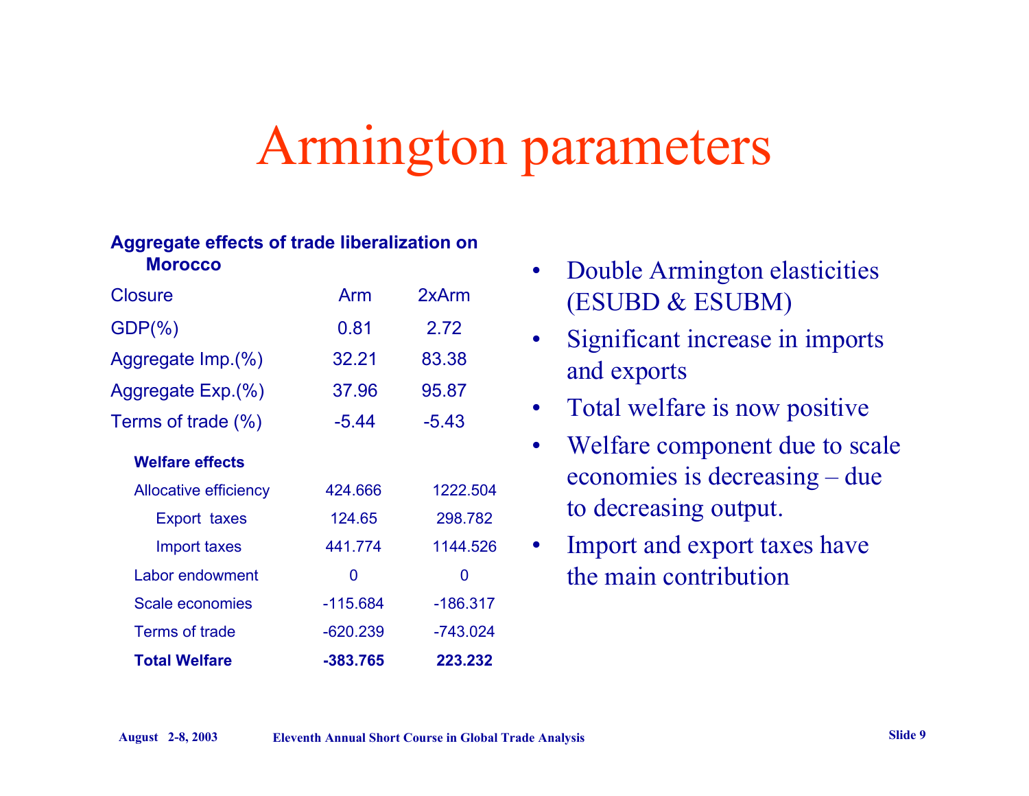# Armington parameters

**Aggregate effects of trade liberalization on Morocco**

| Closure | Arm | 2xArm |
|---|---|---|
| GDP(%) | 0.81 | 2.72 |
| Aggregate Imp.(%) | 32.21 | 83.38 |
| Aggregate Exp.(%) | 37.96 | 95.87 |
| Terms of trade (%) | -5.44 | -5.43 |
| **Welfare effects** | | |
| Allocative efficiency | 424.666 | 1222.504 |
| Export taxes | 124.65 | 298.782 |
| Import taxes | 441.774 | 1144.526 |
| Labor endowment | 0 | 0 |
| Scale economies | -115.684 | -186.317 |
| Terms of trade | -620.239 | -743.024 |
| **Total Welfare** | **-383.765** | **223.232** |

- Double Armington elasticities (ESUBD & ESUBM)
- Significant increase in imports and exports
- Total welfare is now positive
- Welfare component due to scale economies is decreasing – due to decreasing output.
- Import and export taxes have the main contribution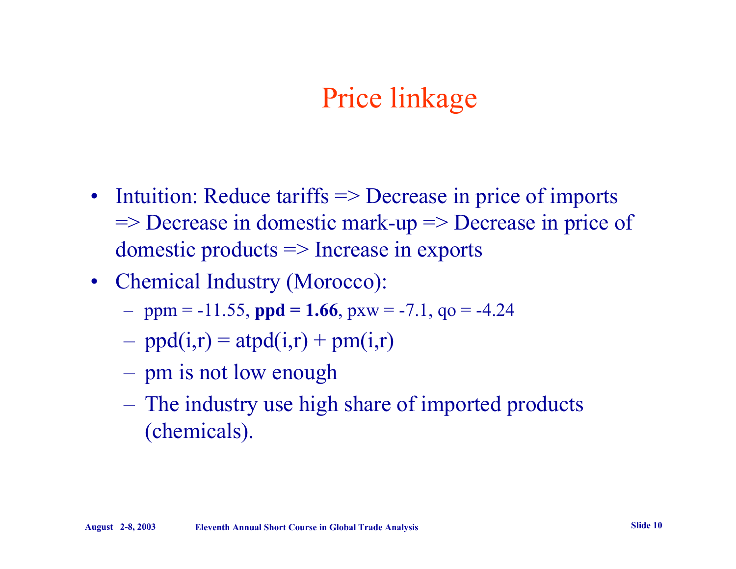# Price linkage

- Intuition: Reduce tariffs => Decrease in price of imports => Decrease in domestic mark-up => Decrease in price of domestic products => Increase in exports
- Chemical Industry (Morocco):
  - ppm = -11.55, **ppd = 1.66**, pxw = -7.1, qo = -4.24
  - ppd(i,r) = atpd(i,r) + pm(i,r)
  - pm is not low enough
  - The industry use high share of imported products (chemicals).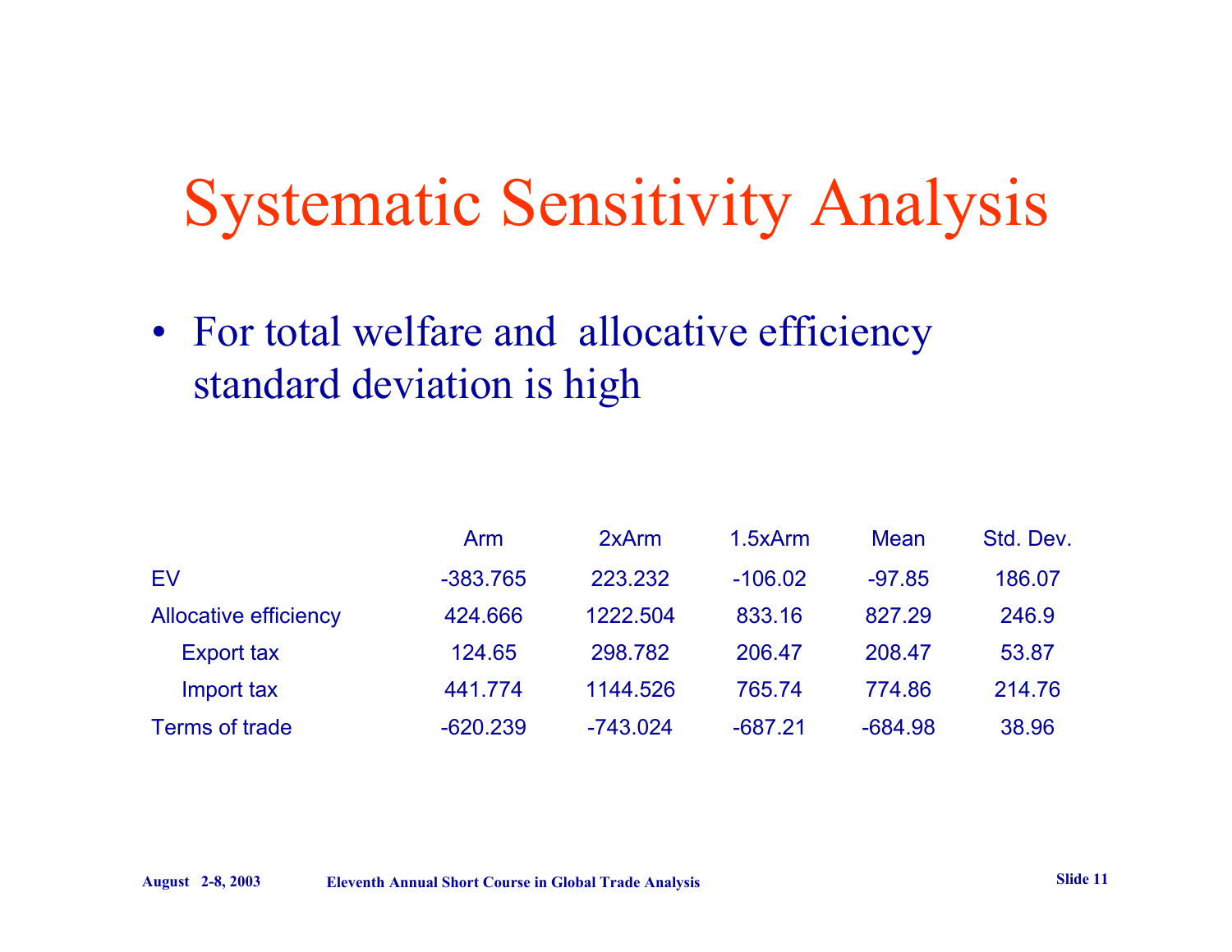# Systematic Sensitivity Analysis

- For total welfare and allocative efficiency standard deviation is high

| | Arm | 2xArm | 1.5xArm | Mean | Std. Dev. |
|---|---|---|---|---|---|
| EV | -383.765 | 223.232 | -106.02 | -97.85 | 186.07 |
| Allocative efficiency | 424.666 | 1222.504 | 833.16 | 827.29 | 246.9 |
| Export tax | 124.65 | 298.782 | 206.47 | 208.47 | 53.87 |
| Import tax | 441.774 | 1144.526 | 765.74 | 774.86 | 214.76 |
| Terms of trade | -620.239 | -743.024 | -687.21 | -684.98 | 38.96 |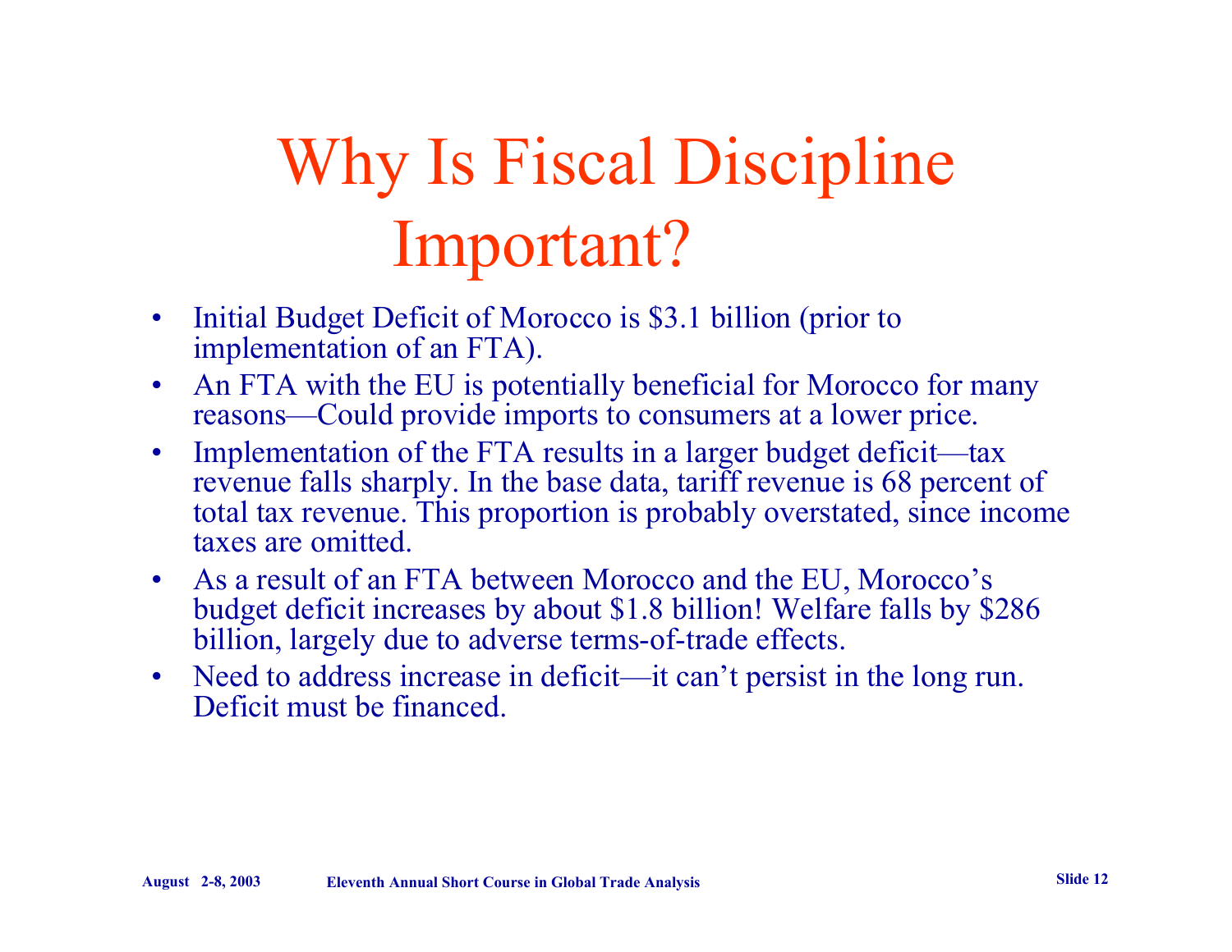# Why Is Fiscal Discipline Important?

- Initial Budget Deficit of Morocco is $3.1 billion (prior to implementation of an FTA).
- An FTA with the EU is potentially beneficial for Morocco for many reasons—Could provide imports to consumers at a lower price.
- Implementation of the FTA results in a larger budget deficit—tax revenue falls sharply. In the base data, tariff revenue is 68 percent of total tax revenue. This proportion is probably overstated, since income taxes are omitted.
- As a result of an FTA between Morocco and the EU, Morocco's budget deficit increases by about $1.8 billion! Welfare falls by $286 billion, largely due to adverse terms-of-trade effects.
- Need to address increase in deficit—it can't persist in the long run. Deficit must be financed.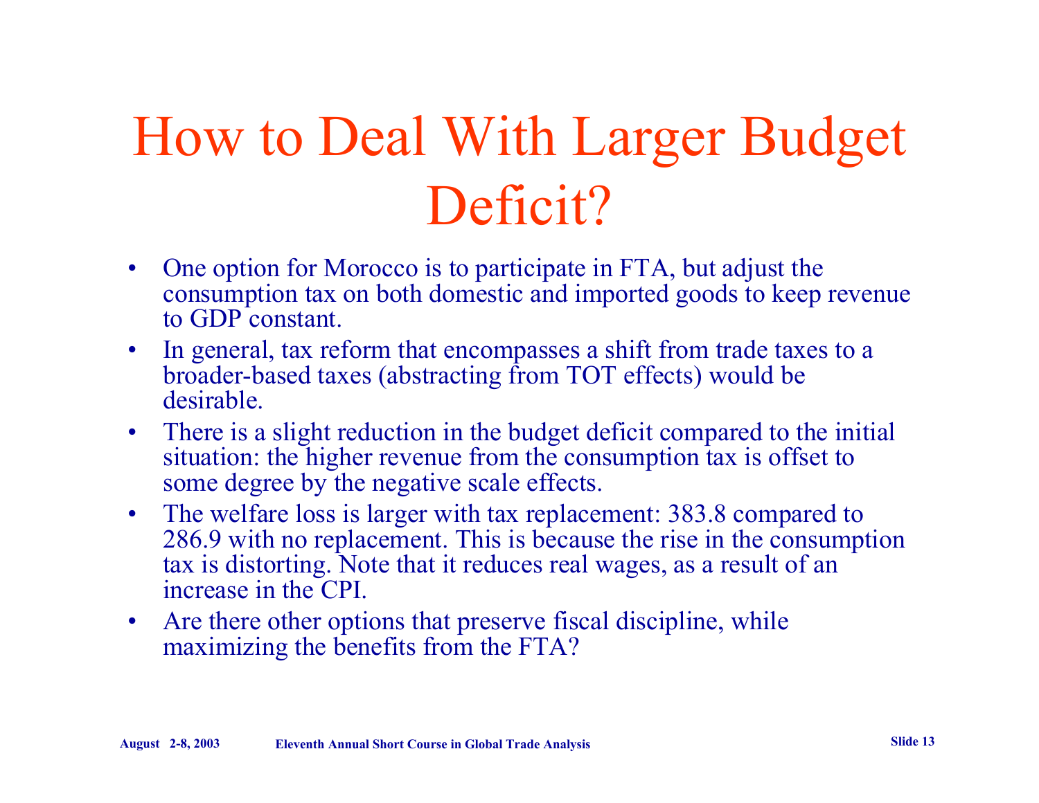# How to Deal With Larger Budget Deficit?

- One option for Morocco is to participate in FTA, but adjust the consumption tax on both domestic and imported goods to keep revenue to GDP constant.
- In general, tax reform that encompasses a shift from trade taxes to a broader-based taxes (abstracting from TOT effects) would be desirable.
- There is a slight reduction in the budget deficit compared to the initial situation: the higher revenue from the consumption tax is offset to some degree by the negative scale effects.
- The welfare loss is larger with tax replacement: 383.8 compared to 286.9 with no replacement. This is because the rise in the consumption tax is distorting. Note that it reduces real wages, as a result of an increase in the CPI.
- Are there other options that preserve fiscal discipline, while maximizing the benefits from the FTA?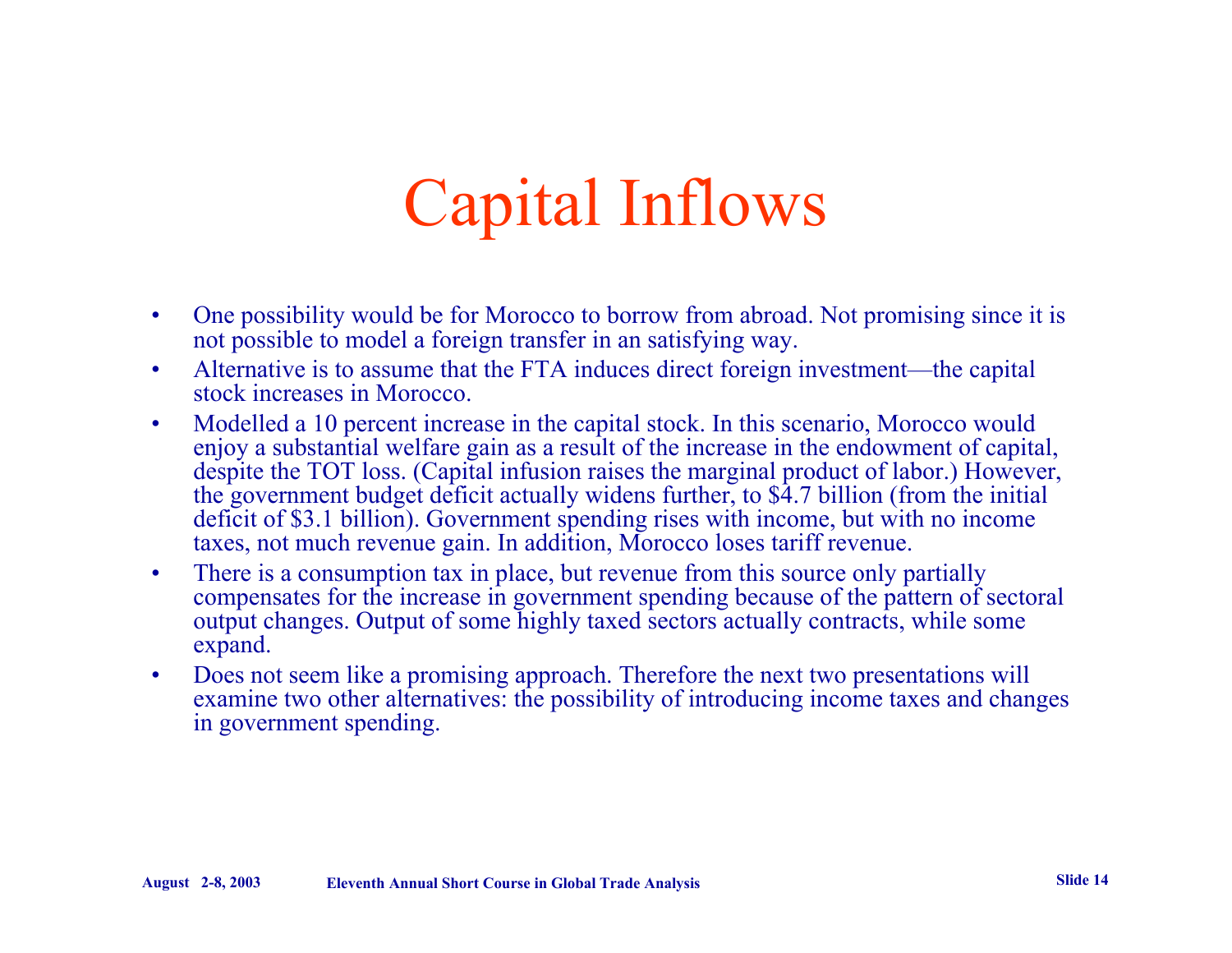# Capital Inflows

- One possibility would be for Morocco to borrow from abroad. Not promising since it is not possible to model a foreign transfer in an satisfying way.
- Alternative is to assume that the FTA induces direct foreign investment—the capital stock increases in Morocco.
- Modelled a 10 percent increase in the capital stock. In this scenario, Morocco would enjoy a substantial welfare gain as a result of the increase in the endowment of capital, despite the TOT loss. (Capital infusion raises the marginal product of labor.) However, the government budget deficit actually widens further, to $4.7 billion (from the initial deficit of $3.1 billion). Government spending rises with income, but with no income taxes, not much revenue gain. In addition, Morocco loses tariff revenue.
- There is a consumption tax in place, but revenue from this source only partially compensates for the increase in government spending because of the pattern of sectoral output changes. Output of some highly taxed sectors actually contracts, while some expand.
- Does not seem like a promising approach. Therefore the next two presentations will examine two other alternatives: the possibility of introducing income taxes and changes in government spending.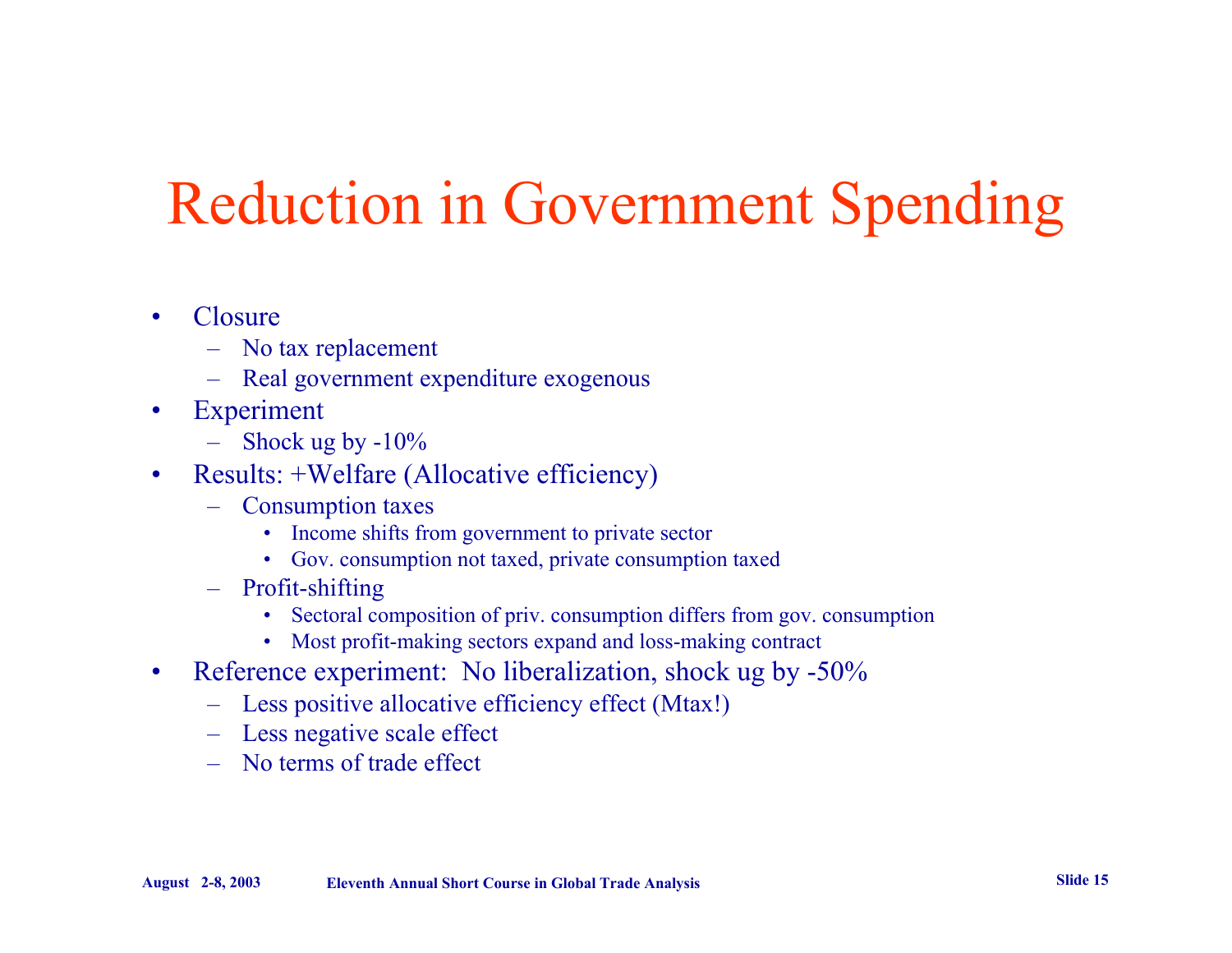# Reduction in Government Spending

- Closure
  - No tax replacement
  - Real government expenditure exogenous
- Experiment
  - Shock ug by -10%
- Results: +Welfare (Allocative efficiency)
  - Consumption taxes
    - Income shifts from government to private sector
    - Gov. consumption not taxed, private consumption taxed
  - Profit-shifting
    - Sectoral composition of priv. consumption differs from gov. consumption
    - Most profit-making sectors expand and loss-making contract
- Reference experiment: No liberalization, shock ug by -50%
  - Less positive allocative efficiency effect (Mtax!)
  - Less negative scale effect
  - No terms of trade effect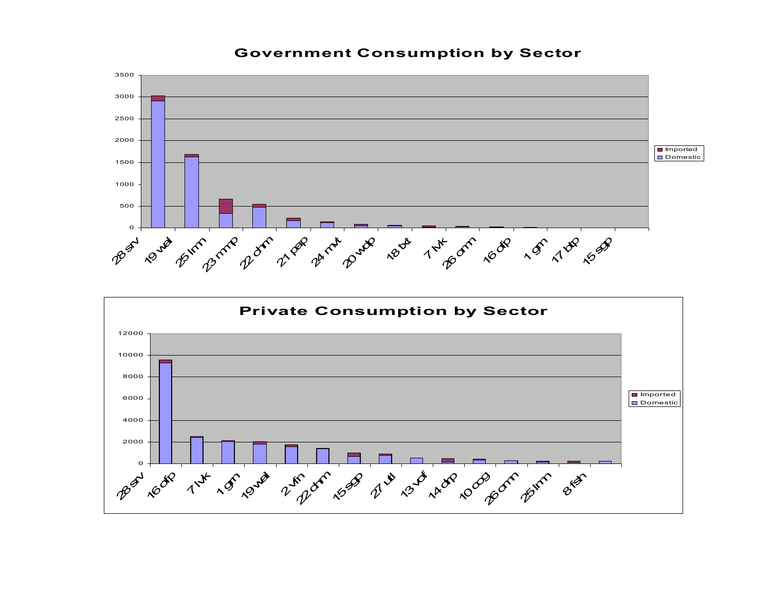## Government Consumption by Sector

| Sector | Domestic | Imported |
|---|---|---|
| 28 srv | | |
| 19 wal | | |
| 25 lrm | | |
| 23 mmp | | |
| 22 chm | | |
| 21 pap | | |
| 24 mvt | | |
| 20 wdp | | |
| 18 txt | | |
| 7 lvk | | |
| 26 omn | | |
| 16 ofp | | |
| 1 grn | | |
| 17 btp | | |
| 15 sgp | | |

Y-axis: 0, 500, 1000, 1500, 2000, 2500, 3000, 3500

Legend: Imported, Domestic

## Private Consumption by Sector

| Sector | Domestic | Imported |
|---|---|---|
| 28 srv | | |
| 16 ofp | | |
| 7 lvk | | |
| 1 grn | | |
| 19 wal | | |
| 2 vfn | | |
| 22 chm | | |
| 15 sgp | | |
| 27 utl | | |
| 13 vof | | |
| 14 drp | | |
| 10 oog | | |
| 26 omn | | |
| 25 lrm | | |
| 8 fsh | | |

Y-axis: 0, 2000, 4000, 6000, 8000, 10000, 12000

Legend: Imported, Domestic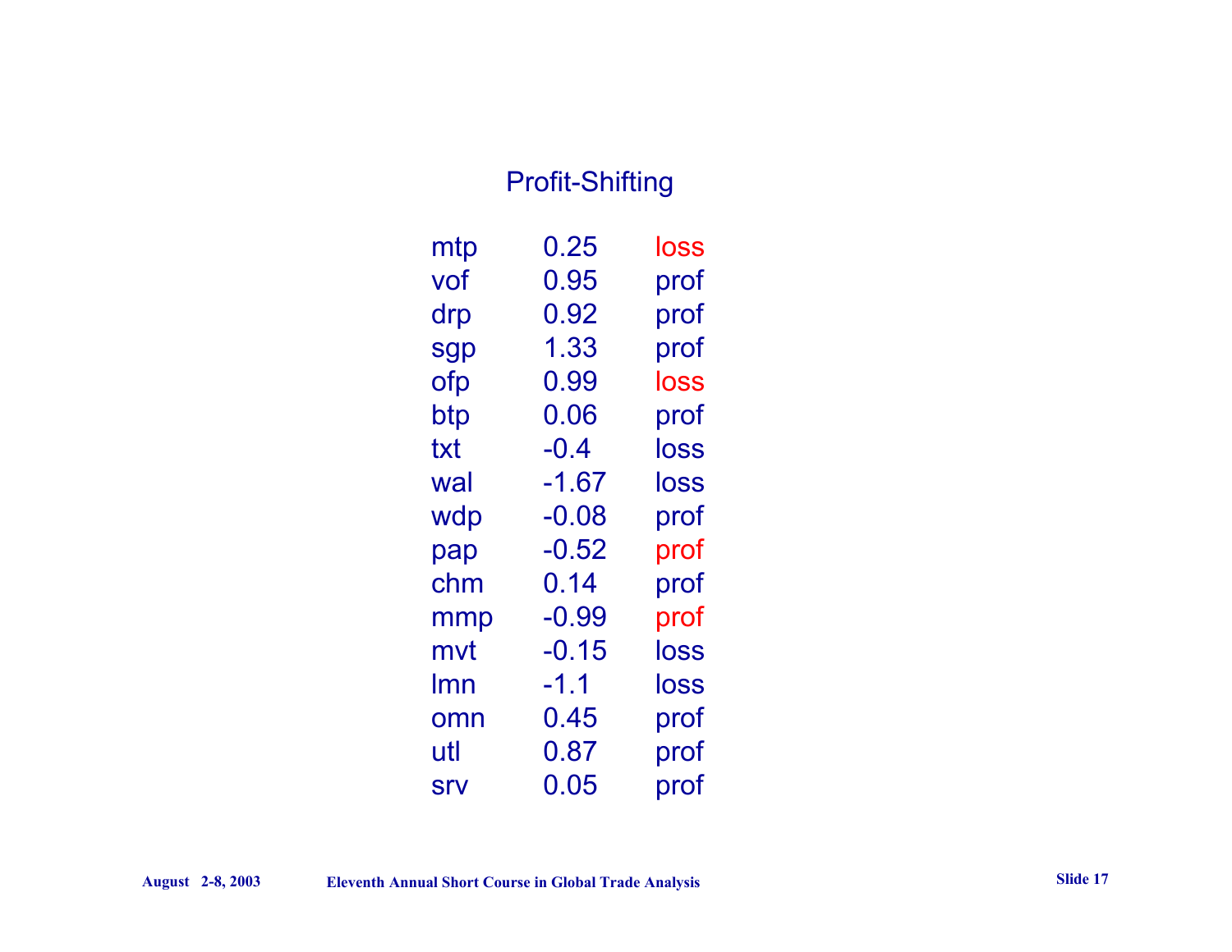## Profit-Shifting

| | | |
|---|---|---|
| mtp | 0.25 | loss |
| vof | 0.95 | prof |
| drp | 0.92 | prof |
| sgp | 1.33 | prof |
| ofp | 0.99 | loss |
| btp | 0.06 | prof |
| txt | -0.4 | loss |
| wal | -1.67 | loss |
| wdp | -0.08 | prof |
| pap | -0.52 | prof |
| chm | 0.14 | prof |
| mmp | -0.99 | prof |
| mvt | -0.15 | loss |
| lmn | -1.1 | loss |
| omn | 0.45 | prof |
| utl | 0.87 | prof |
| srv | 0.05 | prof |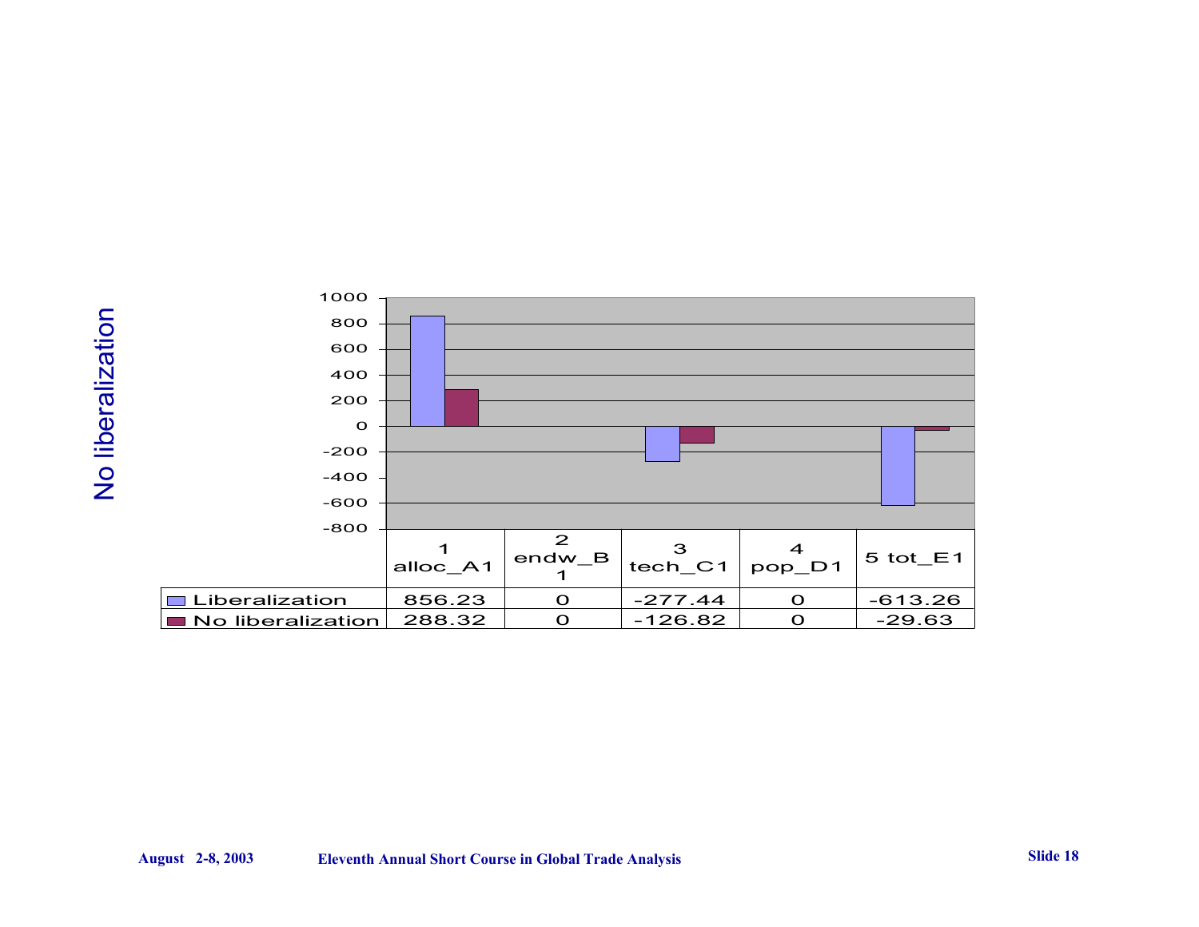# No liberalization

| | 1 alloc_A1 | 2 endw_B1 | 3 tech_C1 | 4 pop_D1 | 5 tot_E1 |
|---|---|---|---|---|---|
| Liberalization | 856.23 | 0 | -277.44 | 0 | -613.26 |
| No liberalization | 288.32 | 0 | -126.82 | 0 | -29.63 |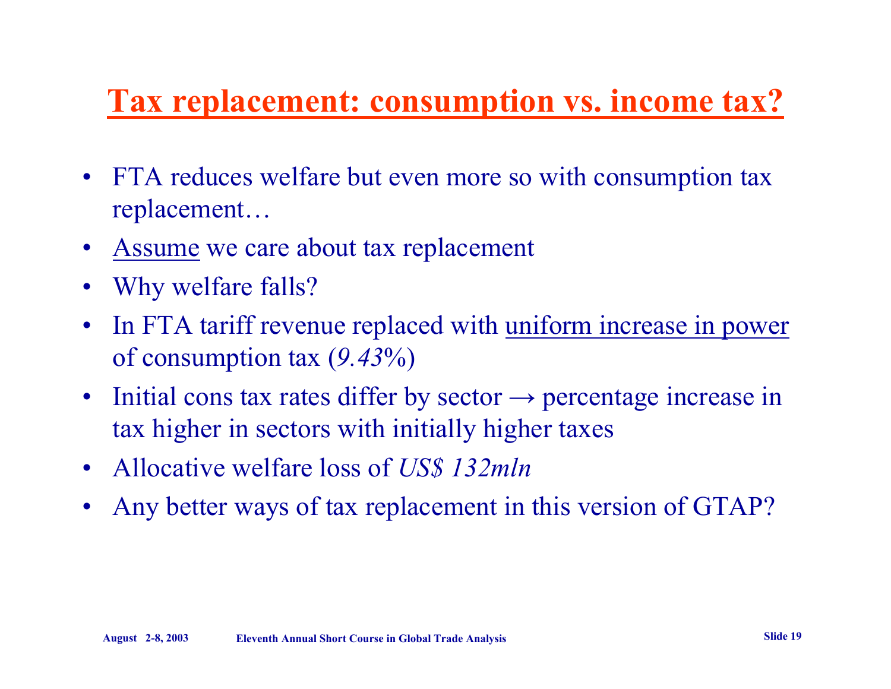# Tax replacement: consumption vs. income tax?

- FTA reduces welfare but even more so with consumption tax replacement…
- Assume we care about tax replacement
- Why welfare falls?
- In FTA tariff revenue replaced with uniform increase in power of consumption tax (*9.43*%)
- Initial cons tax rates differ by sector → percentage increase in tax higher in sectors with initially higher taxes
- Allocative welfare loss of *US$ 132mln*
- Any better ways of tax replacement in this version of GTAP?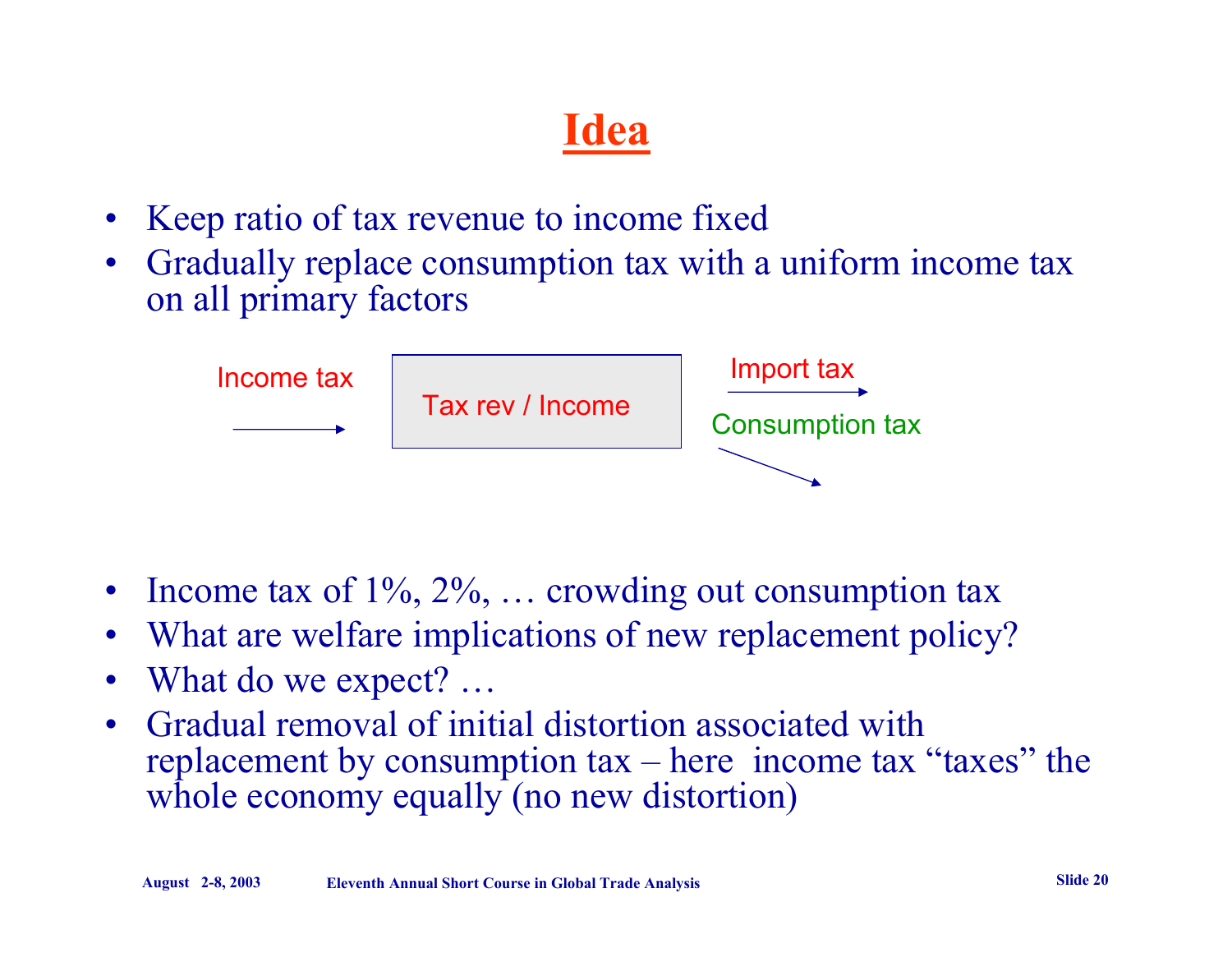# Idea

- Keep ratio of tax revenue to income fixed
- Gradually replace consumption tax with a uniform income tax on all primary factors

Income tax → Tax rev / Income → Import tax, Consumption tax

- Income tax of 1%, 2%, … crowding out consumption tax
- What are welfare implications of new replacement policy?
- What do we expect? …
- Gradual removal of initial distortion associated with replacement by consumption tax – here income tax "taxes" the whole economy equally (no new distortion)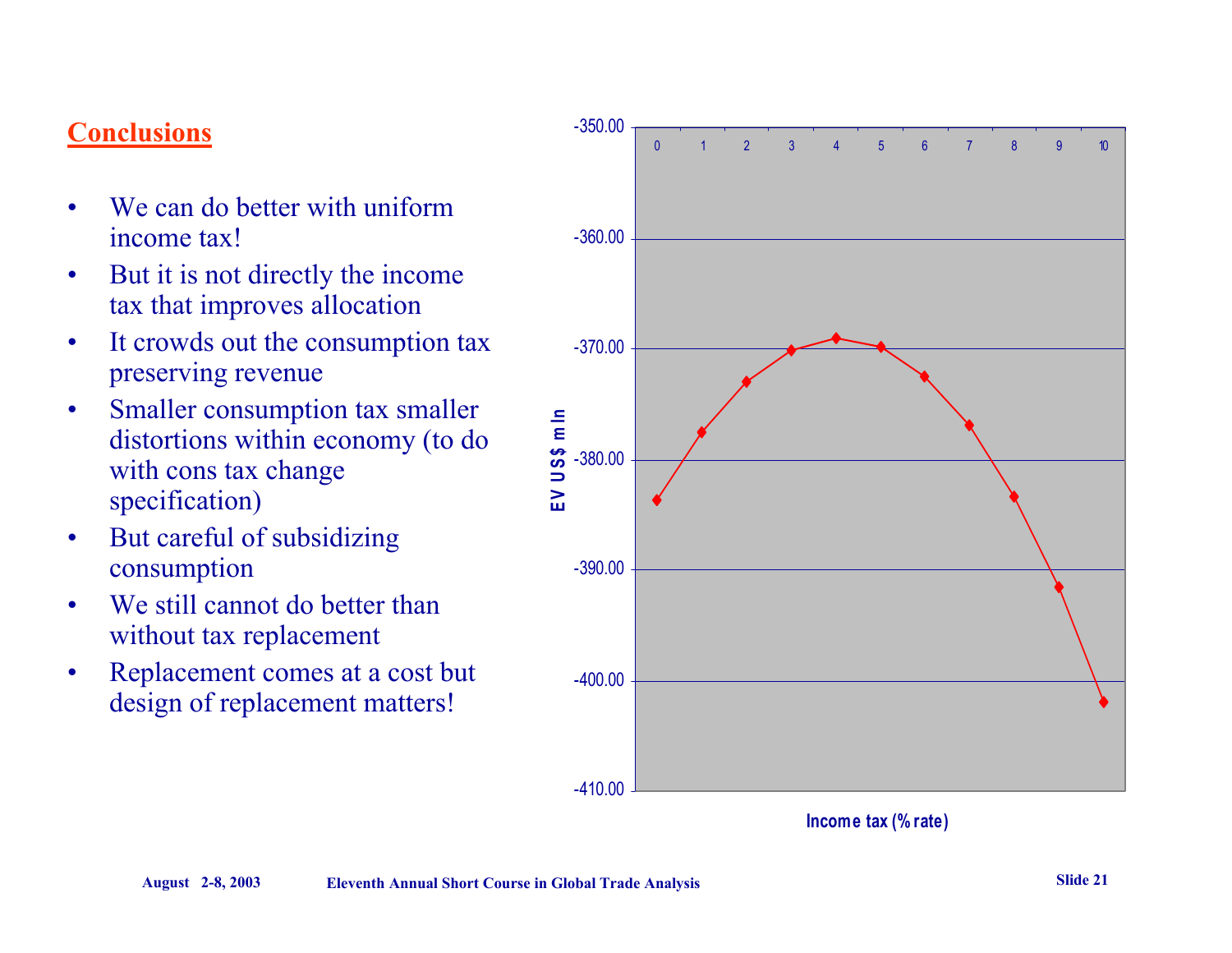## Conclusions

- We can do better with uniform income tax!
- But it is not directly the income tax that improves allocation
- It crowds out the consumption tax preserving revenue
- Smaller consumption tax smaller distortions within economy (to do with cons tax change specification)
- But careful of subsidizing consumption
- We still cannot do better than without tax replacement
- Replacement comes at a cost but design of replacement matters!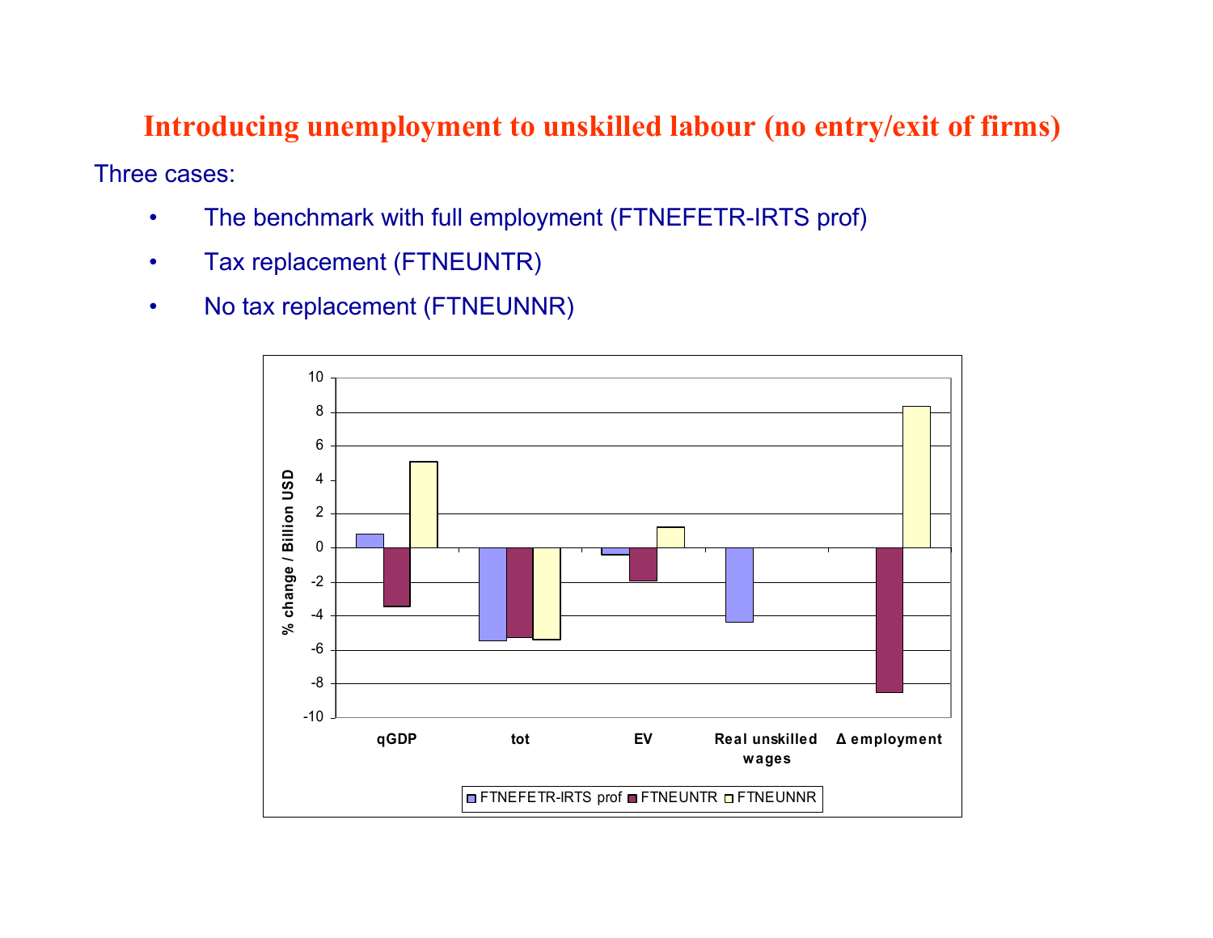# Introducing unemployment to unskilled labour (no entry/exit of firms)

Three cases:

- The benchmark with full employment (FTNEFETR-IRTS prof)
- Tax replacement (FTNEUNTR)
- No tax replacement (FTNEUNNR)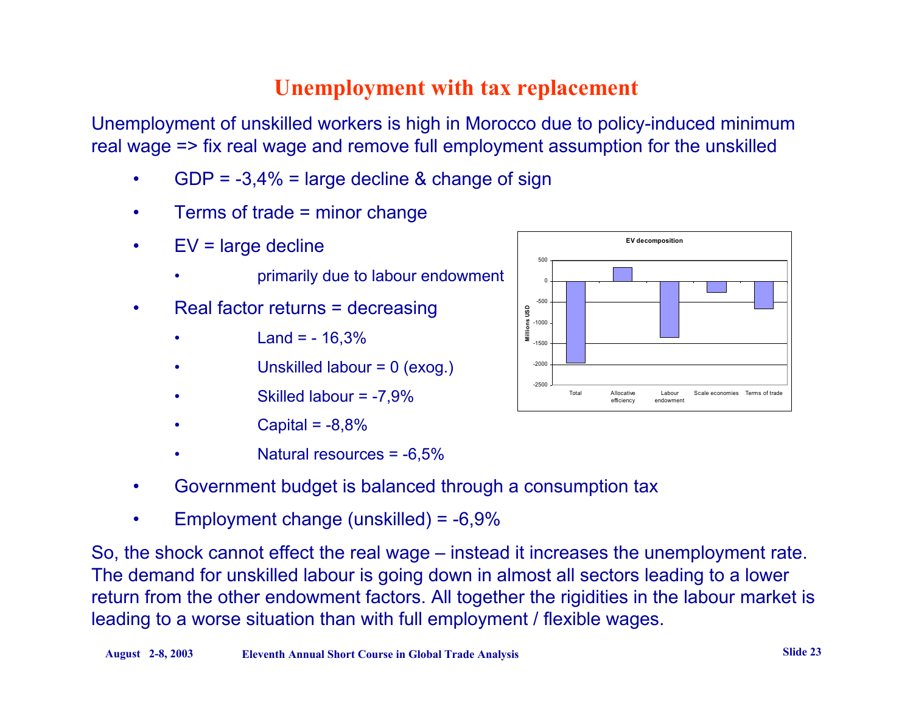# Unemployment with tax replacement

Unemployment of unskilled workers is high in Morocco due to policy-induced minimum real wage => fix real wage and remove full employment assumption for the unskilled

- GDP = -3,4% = large decline & change of sign
- Terms of trade = minor change
- EV = large decline
  - primarily due to labour endowment
- Real factor returns = decreasing
  - Land = - 16,3%
  - Unskilled labour = 0 (exog.)
  - Skilled labour = -7,9%
  - Capital = -8,8%
  - Natural resources = -6,5%
- Government budget is balanced through a consumption tax
- Employment change (unskilled) = -6,9%

EV decomposition

| | Total | Allocative efficiency | Labour endowment | Scale economies | Terms of trade |
|---|---|---|---|---|---|
| Millions USD (approx.) | ≈ -1970 | ≈ 330 | ≈ -1350 | ≈ -270 | ≈ -660 |

So, the shock cannot effect the real wage – instead it increases the unemployment rate. The demand for unskilled labour is going down in almost all sectors leading to a lower return from the other endowment factors. All together the rigidities in the labour market is leading to a worse situation than with full employment / flexible wages.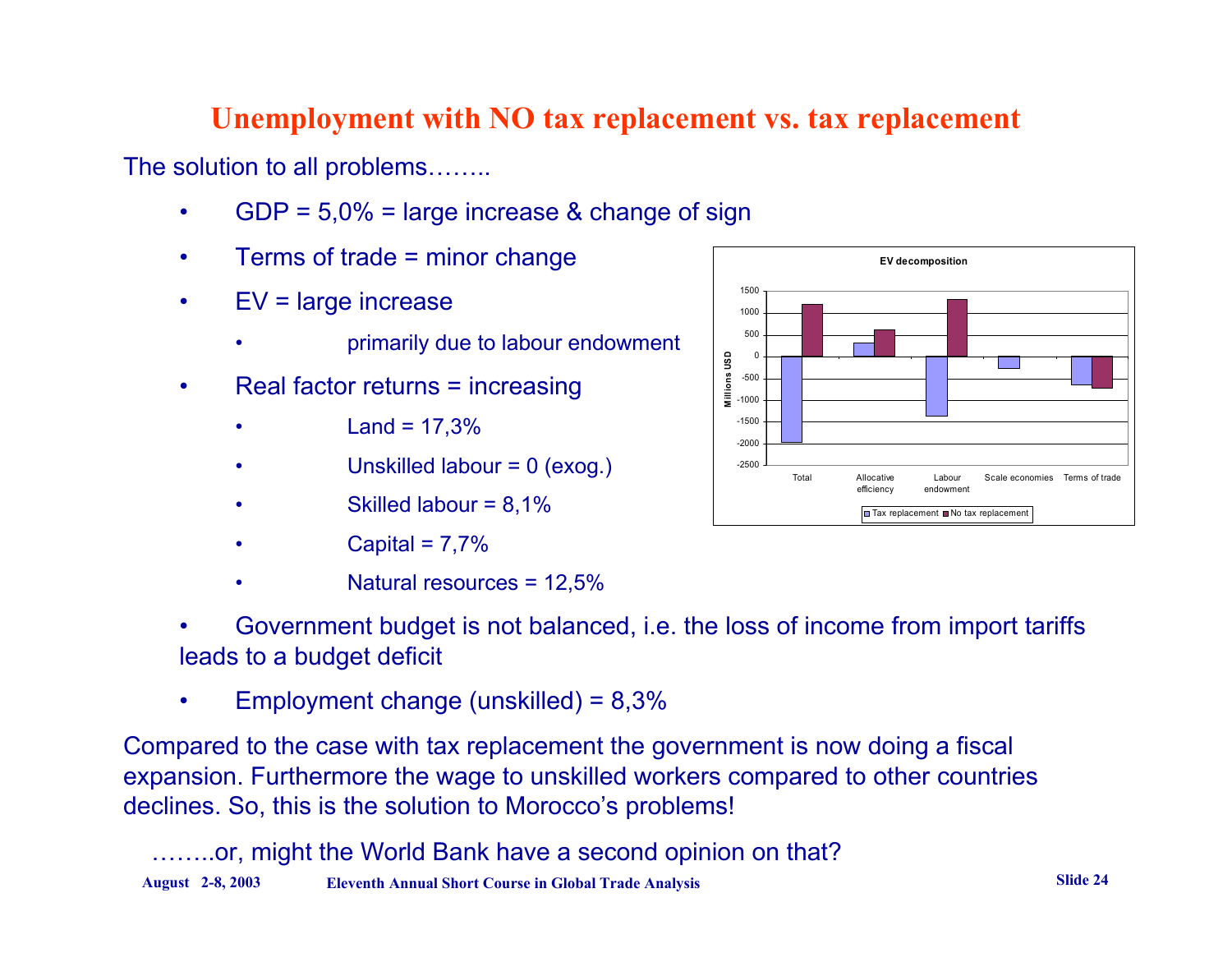## Unemployment with NO tax replacement vs. tax replacement

The solution to all problems……..

- GDP = 5,0% = large increase & change of sign
- Terms of trade = minor change
- EV = large increase
    - primarily due to labour endowment
- Real factor returns = increasing
    - Land = 17,3%
    - Unskilled labour = 0 (exog.)
    - Skilled labour = 8,1%
    - Capital = 7,7%
    - Natural resources = 12,5%
- Government budget is not balanced, i.e. the loss of income from import tariffs leads to a budget deficit
- Employment change (unskilled) = 8,3%

Compared to the case with tax replacement the government is now doing a fiscal expansion. Furthermore the wage to unskilled workers compared to other countries declines. So, this is the solution to Morocco's problems!

……..or, might the World Bank have a second opinion on that?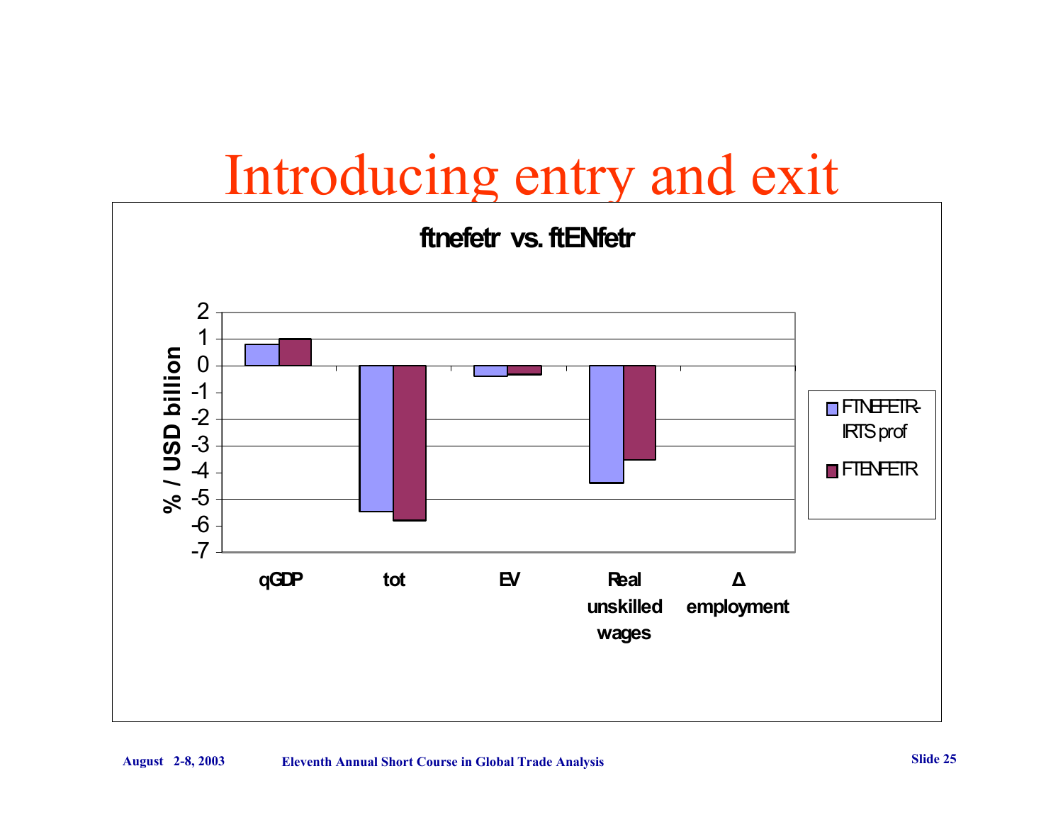# Introducing entry and exit

**ftnefetr vs. ftENfetr**

% / USD billion

| | FTNEFETR-IRTS prof | FTENFETR |
|---|---|---|
| qGDP | 0.8 | 1.0 |
| tot | -5.45 | -5.8 |
| EV | -0.4 | -0.35 |
| Real unskilled wages | -4.4 | -3.5 |
| Δ employment | | |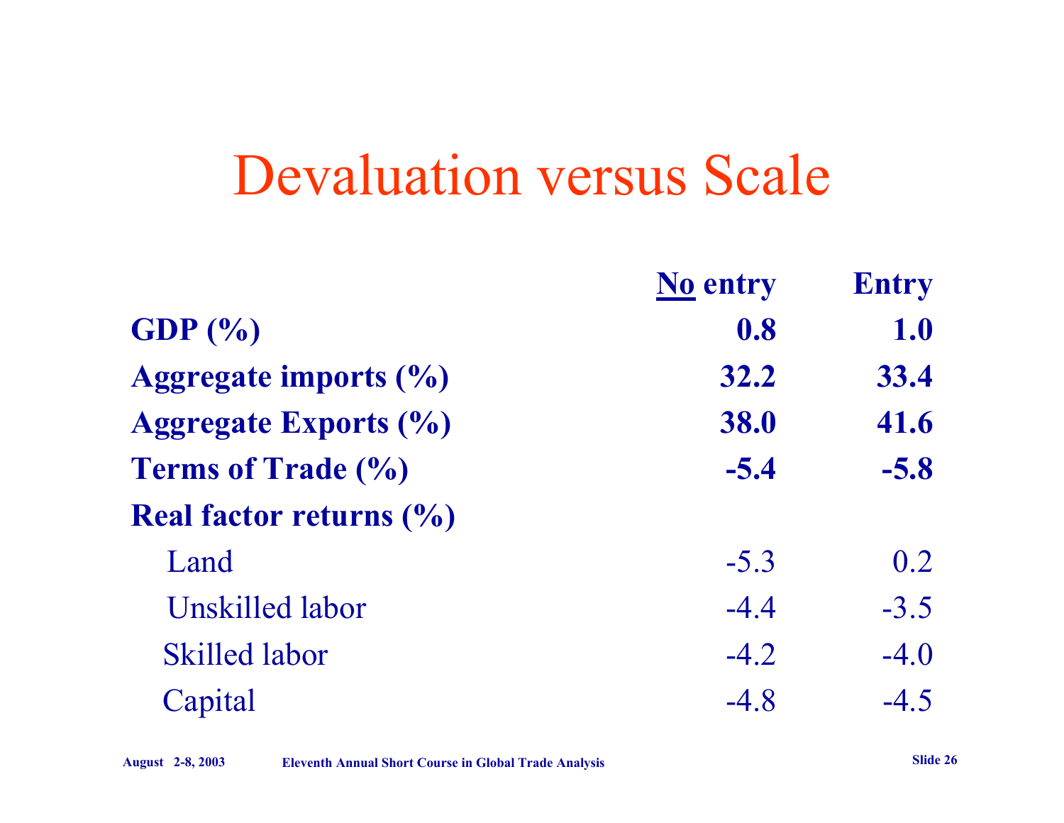# Devaluation versus Scale

| | **No entry** | **Entry** |
|---|---|---|
| **GDP (%)** | **0.8** | **1.0** |
| **Aggregate imports (%)** | **32.2** | **33.4** |
| **Aggregate Exports (%)** | **38.0** | **41.6** |
| **Terms of Trade (%)** | **-5.4** | **-5.8** |
| **Real factor returns (%)** | | |
| Land | -5.3 | 0.2 |
| Unskilled labor | -4.4 | -3.5 |
| Skilled labor | -4.2 | -4.0 |
| Capital | -4.8 | -4.5 |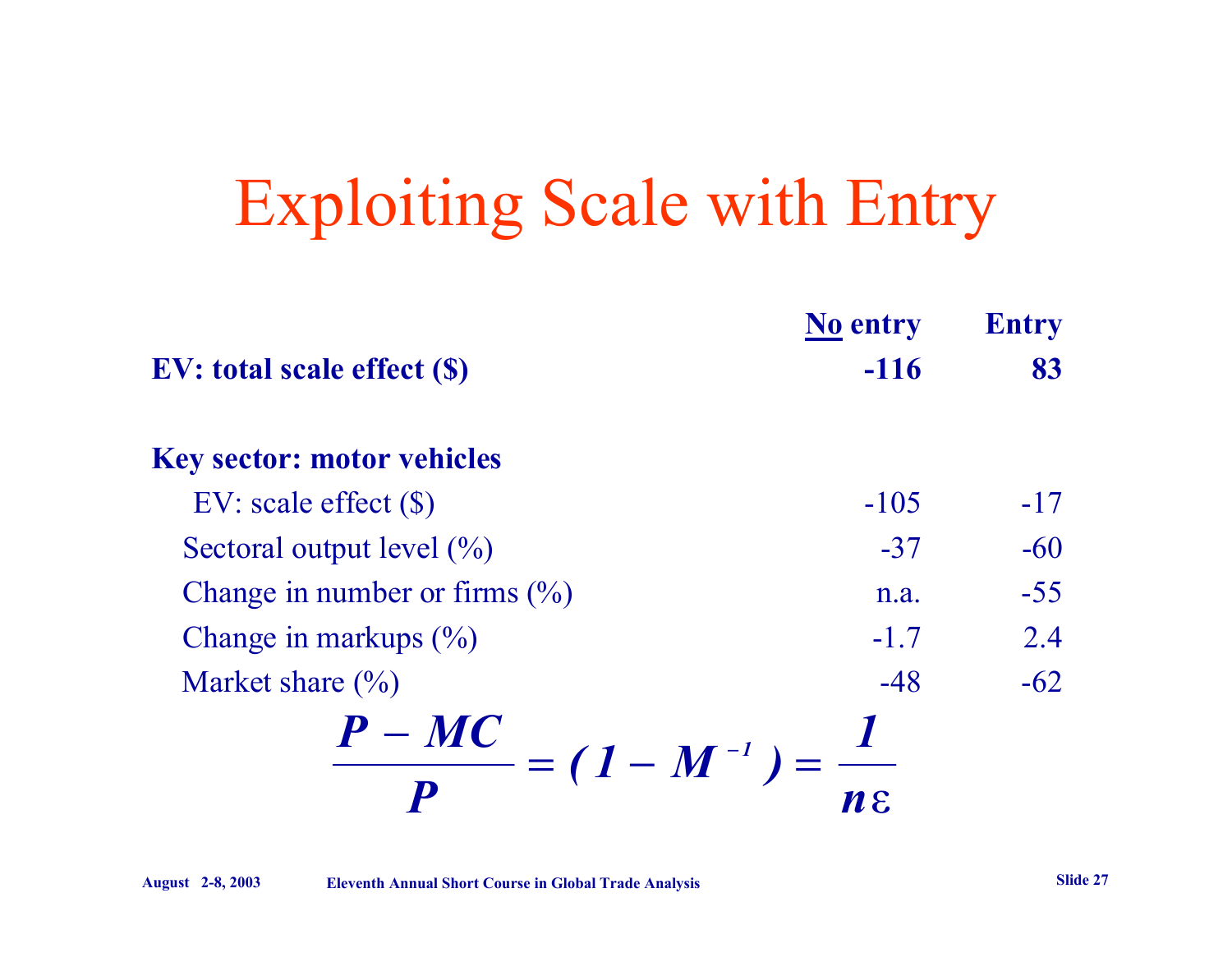# Exploiting Scale with Entry

| | No entry | Entry |
|---|---|---|
| **EV: total scale effect ($)** | **-116** | **83** |
| | | |
| **Key sector: motor vehicles** | | |
| EV: scale effect ($) | -105 | -17 |
| Sectoral output level (%) | -37 | -60 |
| Change in number or firms (%) | n.a. | -55 |
| Change in markups (%) | -1.7 | 2.4 |
| Market share (%) | -48 | -62 |

$$\frac{P - MC}{P} = (1 - M^{-1}) = \frac{1}{n\varepsilon}$$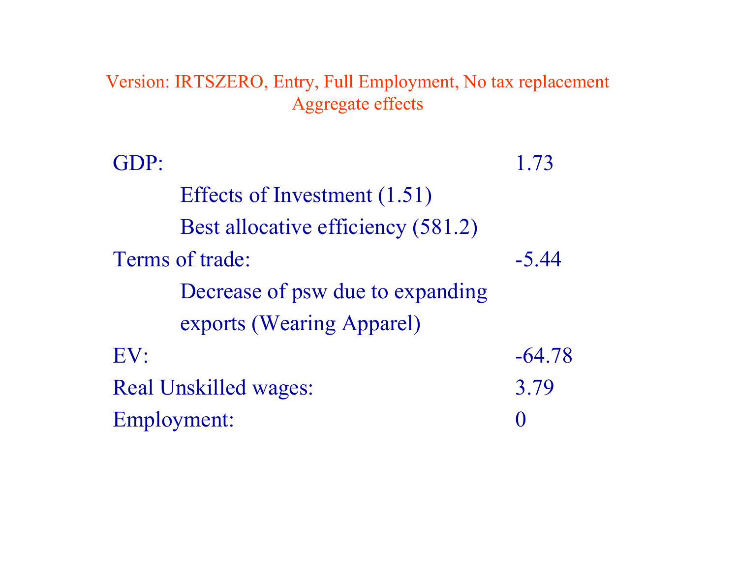## Version: IRTSZERO, Entry, Full Employment, No tax replacement
### Aggregate effects

| | |
|---|---|
| GDP: | 1.73 |
| Effects of Investment (1.51) | |
| Best allocative efficiency (581.2) | |
| Terms of trade: | -5.44 |
| Decrease of psw due to expanding exports (Wearing Apparel) | |
| EV: | -64.78 |
| Real Unskilled wages: | 3.79 |
| Employment: | 0 |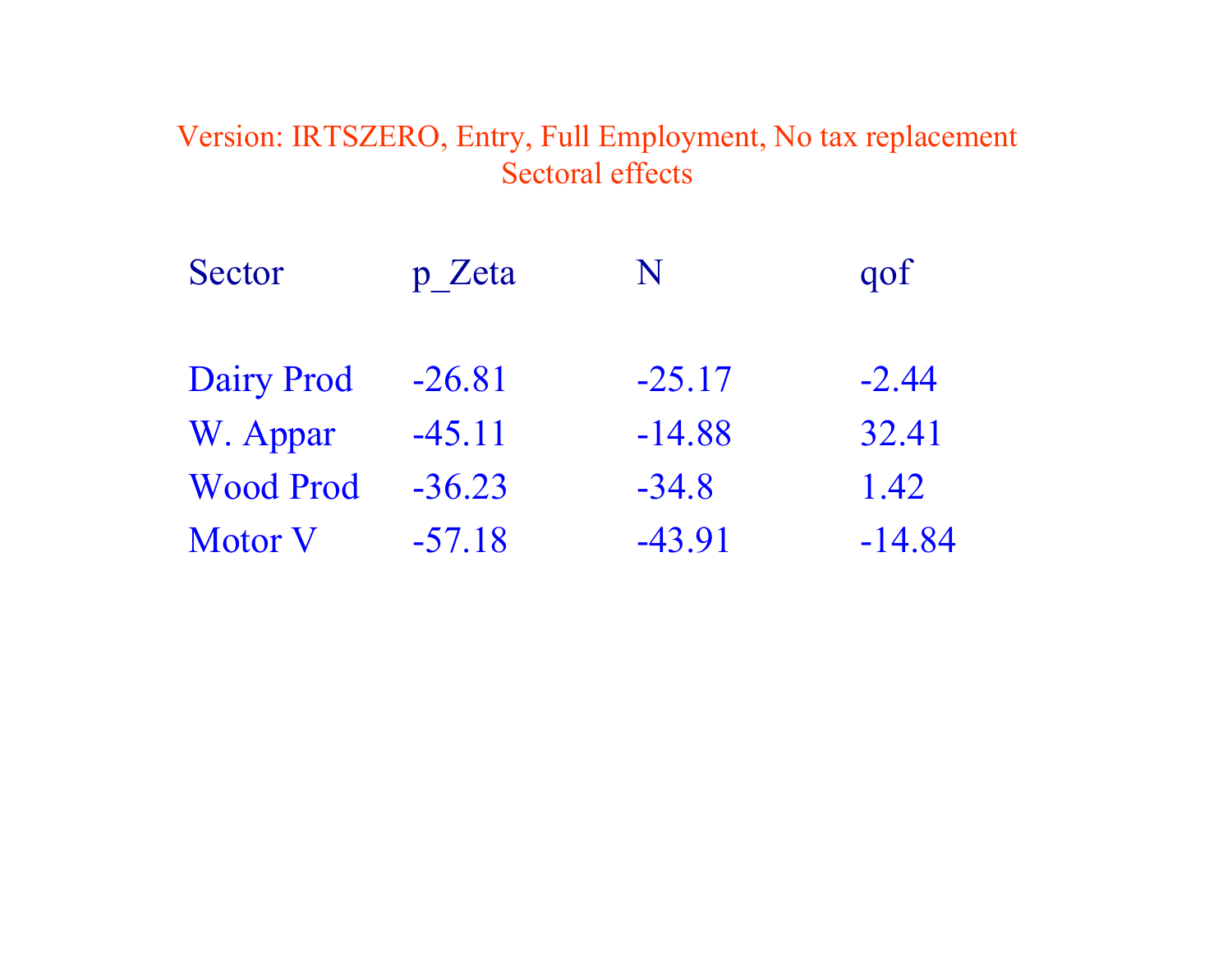Version: IRTSZERO, Entry, Full Employment, No tax replacement

Sectoral effects

| Sector | p_Zeta | N | qof |
|---|---|---|---|
| Dairy Prod | -26.81 | -25.17 | -2.44 |
| W. Appar | -45.11 | -14.88 | 32.41 |
| Wood Prod | -36.23 | -34.8 | 1.42 |
| Motor V | -57.18 | -43.91 | -14.84 |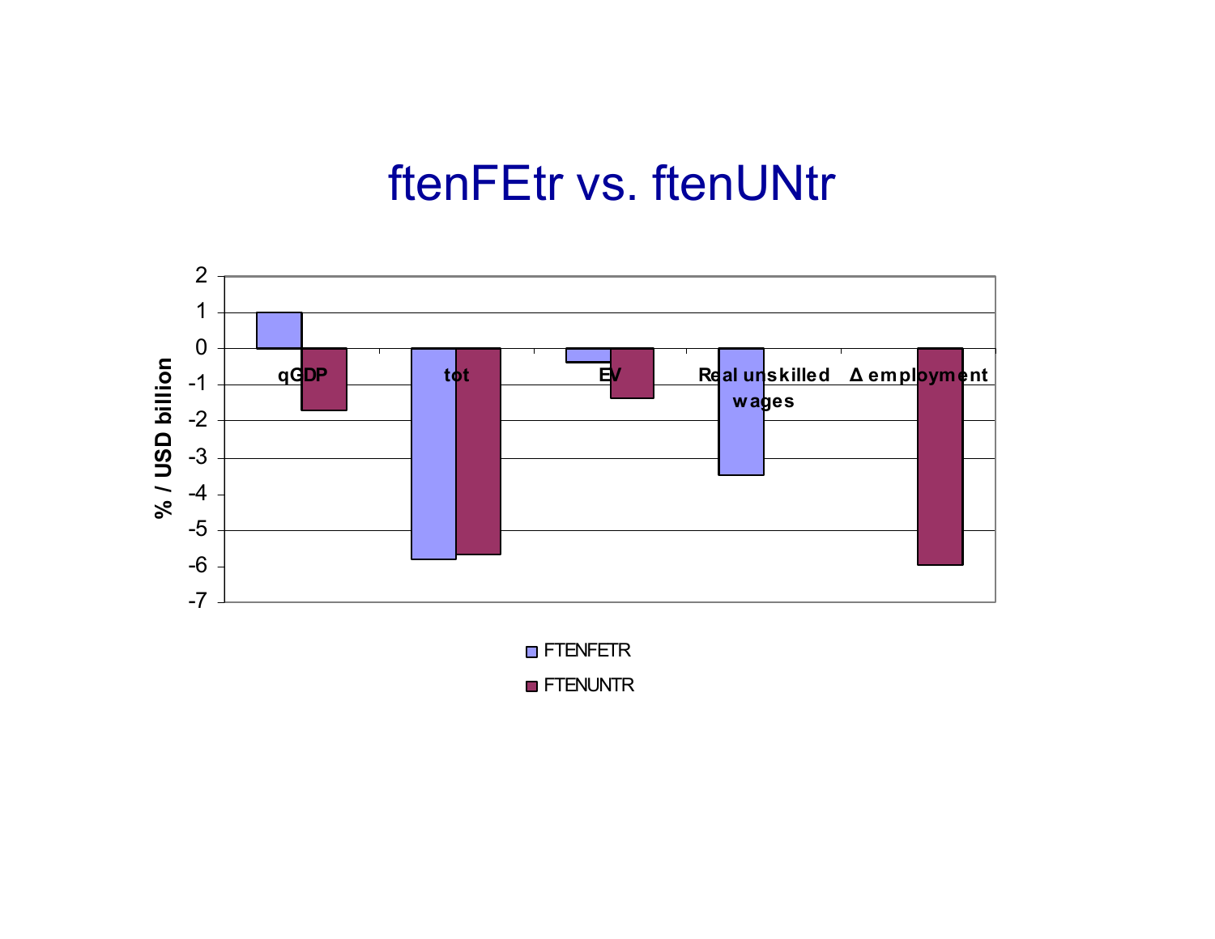# ftenFEtr vs. ftenUNtr

| | qGDP | tot | EV | Real unskilled wages | Δ employment |
|---|---|---|---|---|---|
| FTENFETR | 1 | -5.8 | -0.4 | -3.5 | |
| FTENUNTR | -1.7 | -5.7 | -1.4 | | -6 |

% / USD billion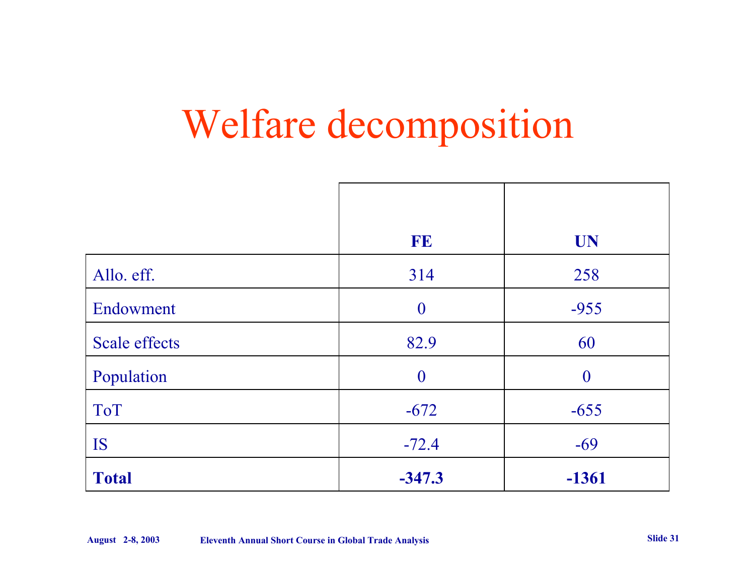# Welfare decomposition

| | FE | UN |
|---|---|---|
| Allo. eff. | 314 | 258 |
| Endowment | 0 | -955 |
| Scale effects | 82.9 | 60 |
| Population | 0 | 0 |
| ToT | -672 | -655 |
| IS | -72.4 | -69 |
| **Total** | **-347.3** | **-1361** |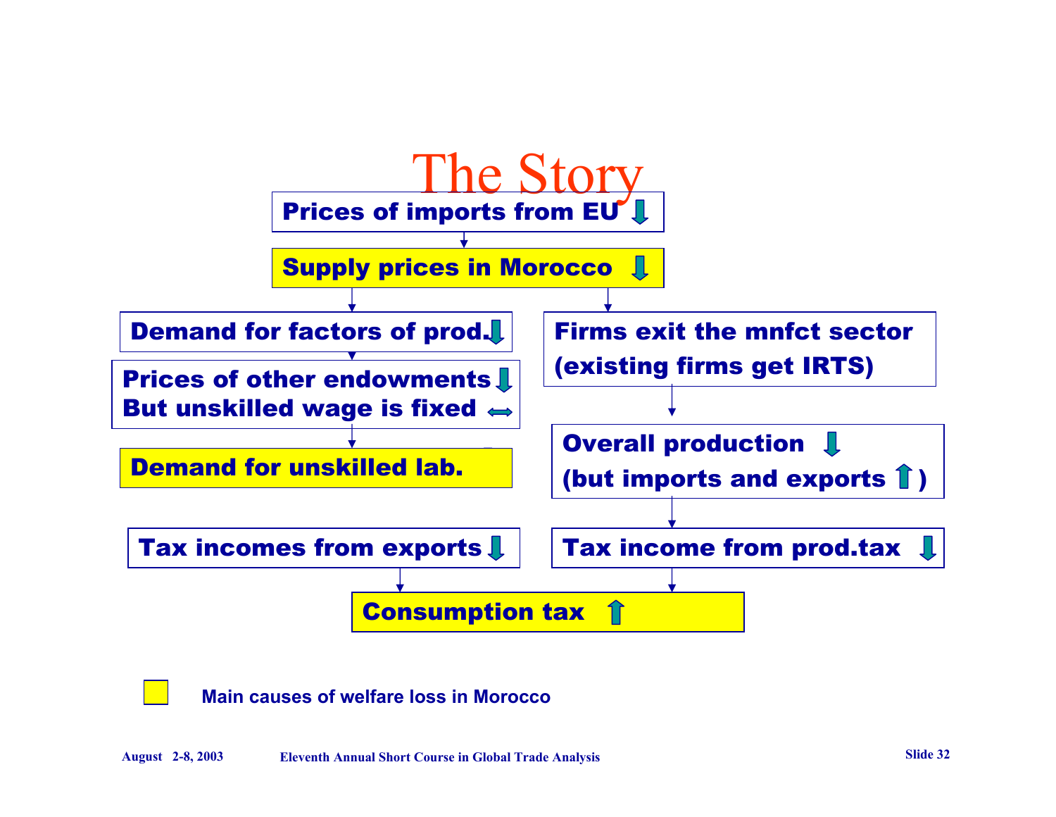# The Story

- **Prices of imports from EU** ↓
  - **Supply prices in Morocco** ↓
    - **Demand for factors of prod.** ↓
      - **Prices of other endowments** ↓
      - **But unskilled wage is fixed** ⟺
        - **Demand for unskilled lab.**
    - **Firms exit the mnfct sector (existing firms get IRTS)**
      - **Overall production** ↓ **(but imports and exports** ↑ **)**
        - **Tax income from prod.tax** ↓

- **Tax incomes from exports** ↓

**Tax incomes from exports** ↓ and **Tax income from prod.tax** ↓ → **Consumption tax** ↑

Main causes of welfare loss in Morocco (highlighted boxes): Supply prices in Morocco; Demand for unskilled lab.; Consumption tax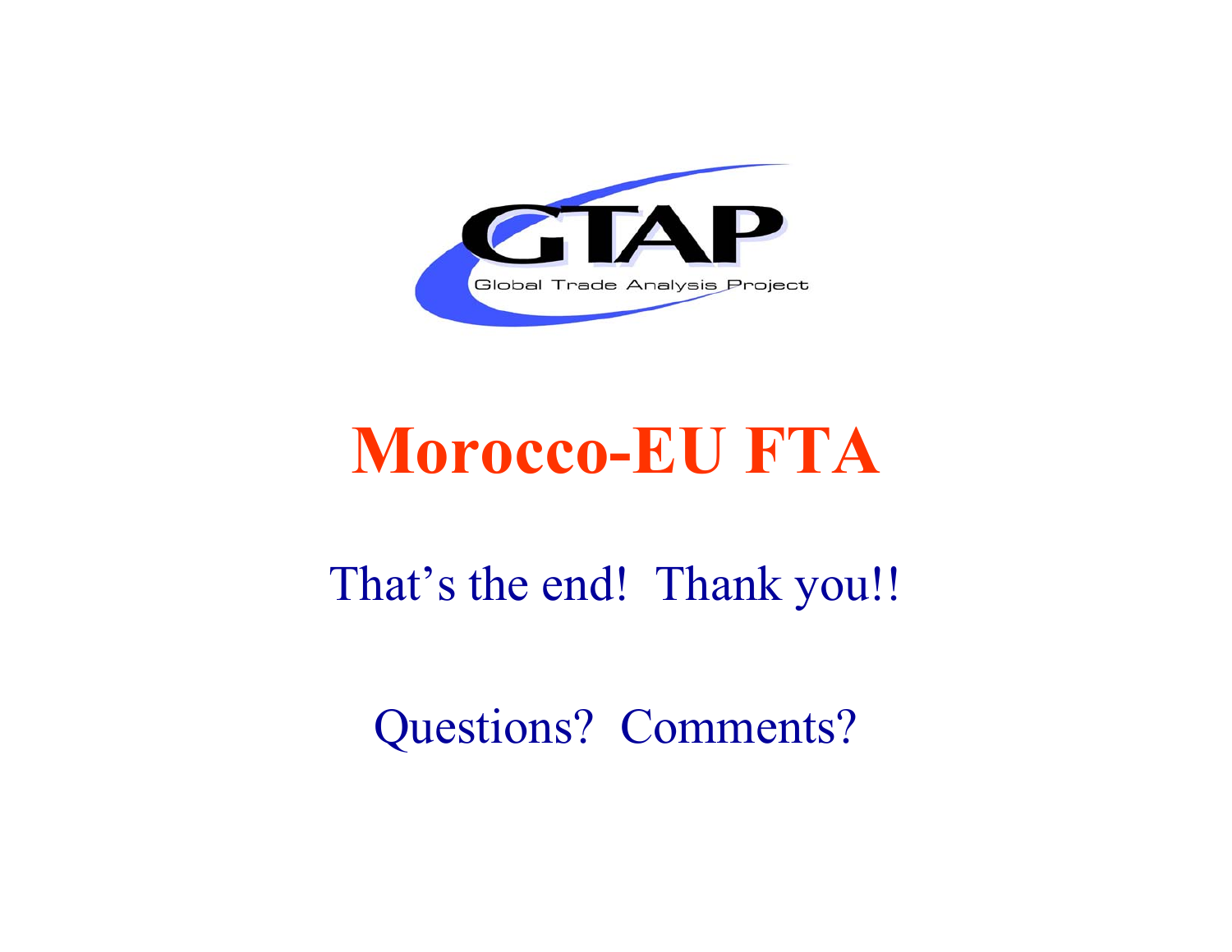GTAP

Global Trade Analysis Project

# Morocco-EU FTA

That's the end! Thank you!!

Questions? Comments?